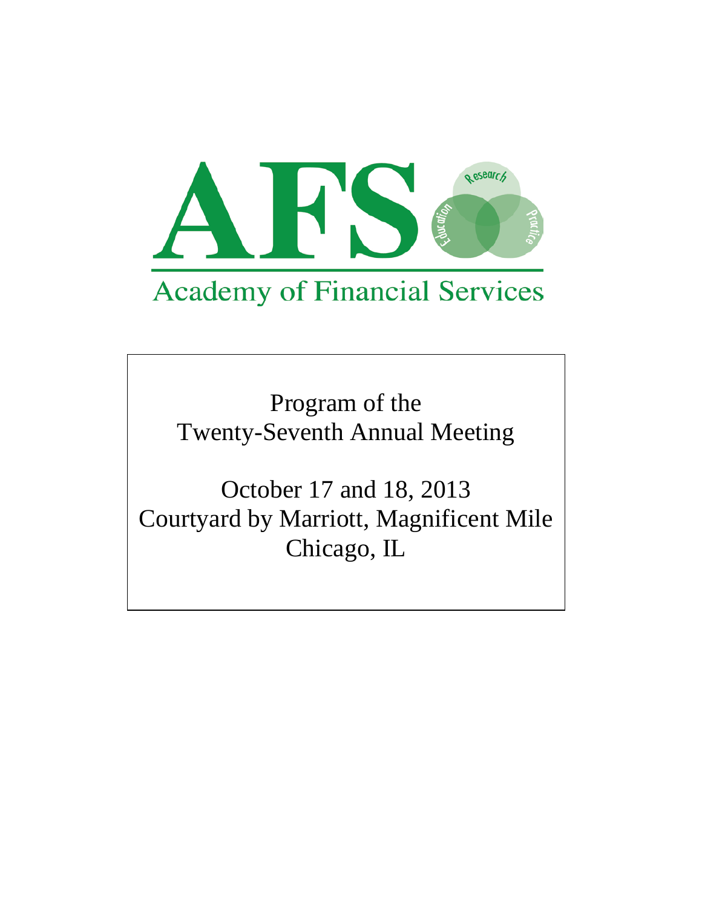# AFS

## Academy of Financial Services

Program of the
Twenty-Seventh Annual Meeting

October 17 and 18, 2013
Courtyard by Marriott, Magnificent Mile
Chicago, IL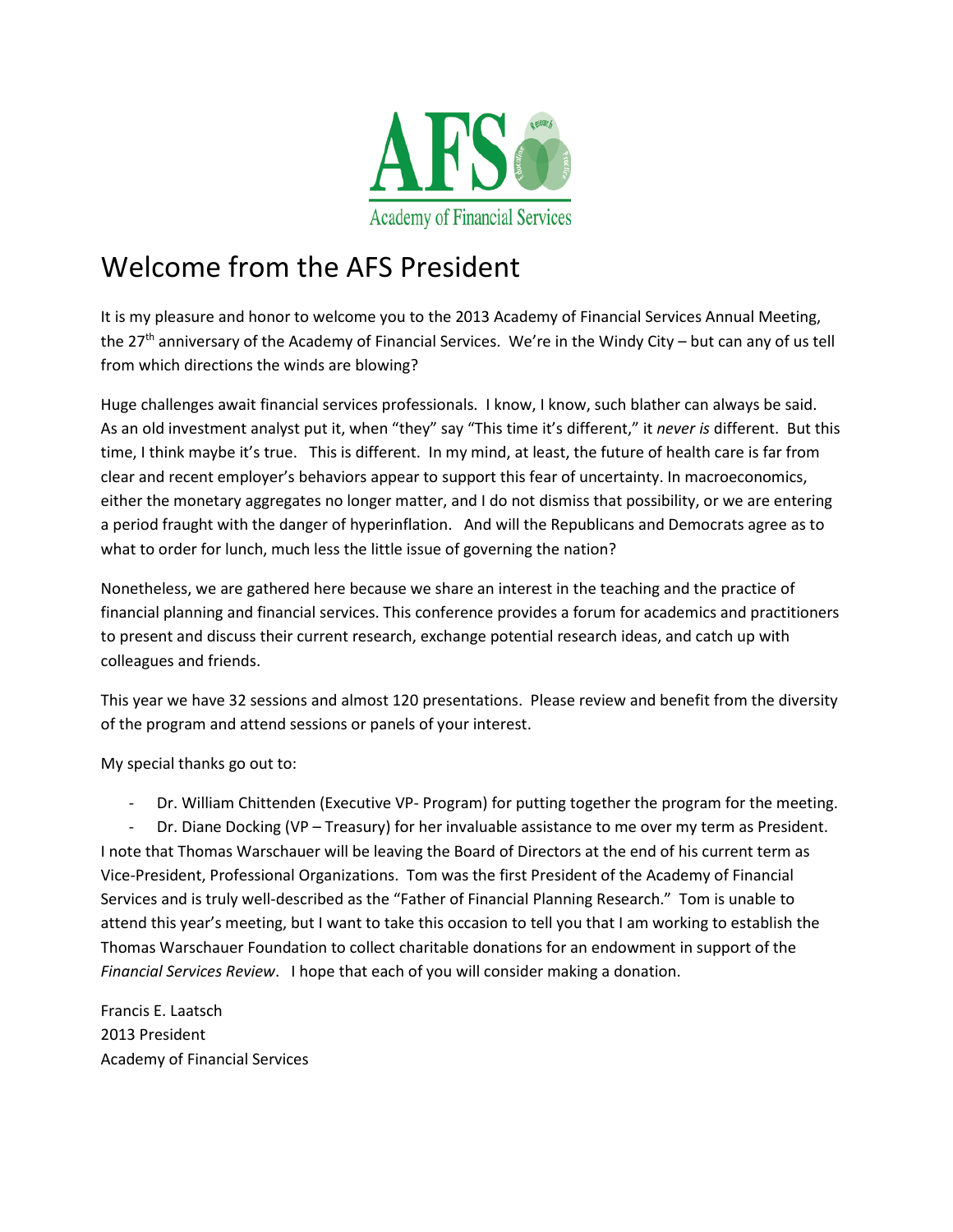# Welcome from the AFS President

It is my pleasure and honor to welcome you to the 2013 Academy of Financial Services Annual Meeting, the 27th anniversary of the Academy of Financial Services. We're in the Windy City – but can any of us tell from which directions the winds are blowing?

Huge challenges await financial services professionals. I know, I know, such blather can always be said. As an old investment analyst put it, when "they" say "This time it's different," it *never is* different. But this time, I think maybe it's true. This is different. In my mind, at least, the future of health care is far from clear and recent employer's behaviors appear to support this fear of uncertainty. In macroeconomics, either the monetary aggregates no longer matter, and I do not dismiss that possibility, or we are entering a period fraught with the danger of hyperinflation. And will the Republicans and Democrats agree as to what to order for lunch, much less the little issue of governing the nation?

Nonetheless, we are gathered here because we share an interest in the teaching and the practice of financial planning and financial services. This conference provides a forum for academics and practitioners to present and discuss their current research, exchange potential research ideas, and catch up with colleagues and friends.

This year we have 32 sessions and almost 120 presentations. Please review and benefit from the diversity of the program and attend sessions or panels of your interest.

My special thanks go out to:

- Dr. William Chittenden (Executive VP- Program) for putting together the program for the meeting.
- Dr. Diane Docking (VP – Treasury) for her invaluable assistance to me over my term as President.

I note that Thomas Warschauer will be leaving the Board of Directors at the end of his current term as Vice-President, Professional Organizations. Tom was the first President of the Academy of Financial Services and is truly well-described as the "Father of Financial Planning Research." Tom is unable to attend this year's meeting, but I want to take this occasion to tell you that I am working to establish the Thomas Warschauer Foundation to collect charitable donations for an endowment in support of the *Financial Services Review*. I hope that each of you will consider making a donation.

Francis E. Laatsch
2013 President
Academy of Financial Services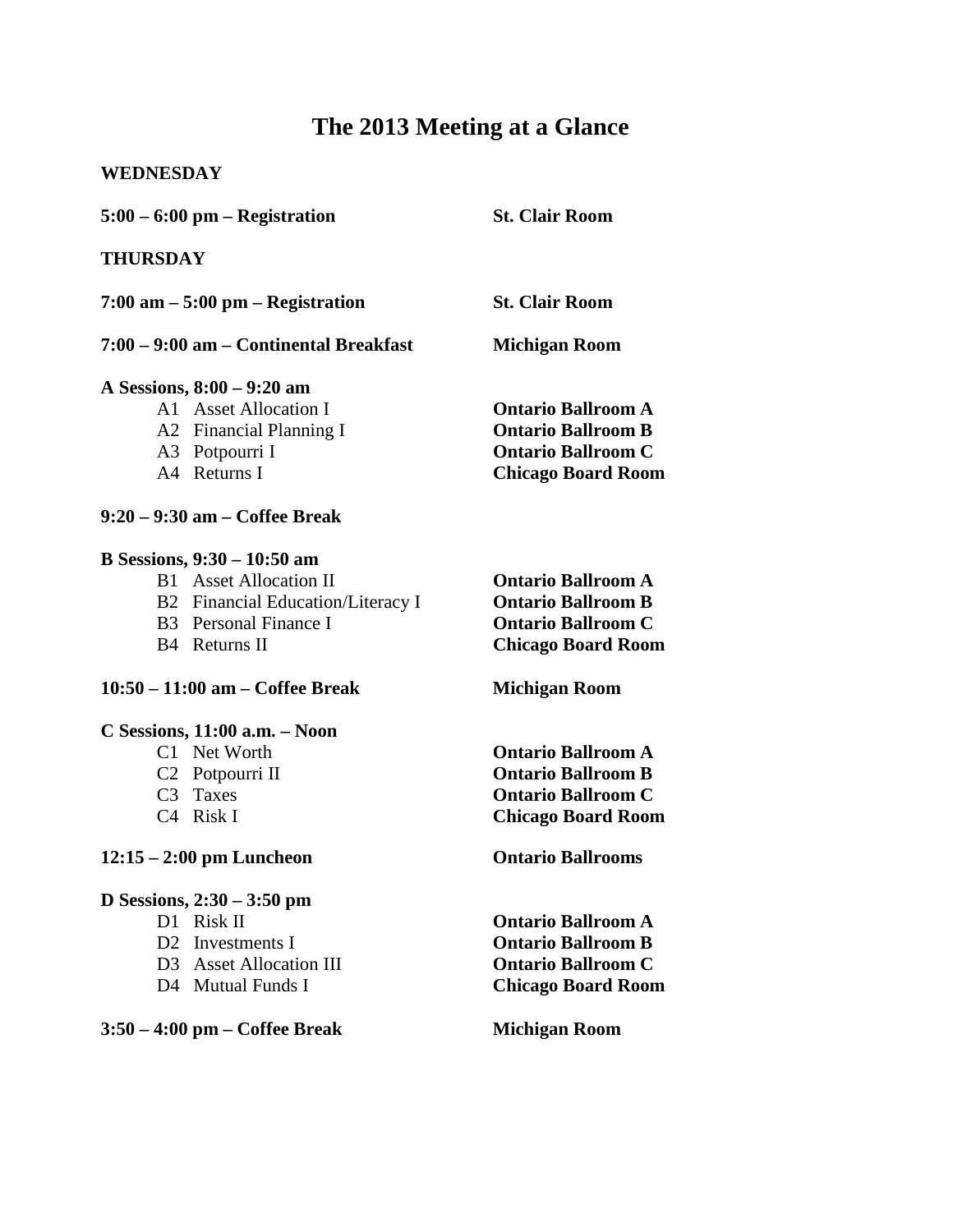# The 2013 Meeting at a Glance

**WEDNESDAY**

| | |
|---|---|
| **5:00 – 6:00 pm – Registration** | **St. Clair Room** |

**THURSDAY**

| | |
|---|---|
| **7:00 am – 5:00 pm – Registration** | **St. Clair Room** |
| **7:00 – 9:00 am – Continental Breakfast** | **Michigan Room** |
| **A Sessions, 8:00 – 9:20 am** | |
| A1 Asset Allocation I | **Ontario Ballroom A** |
| A2 Financial Planning I | **Ontario Ballroom B** |
| A3 Potpourri I | **Ontario Ballroom C** |
| A4 Returns I | **Chicago Board Room** |
| **9:20 – 9:30 am – Coffee Break** | |
| **B Sessions, 9:30 – 10:50 am** | |
| B1 Asset Allocation II | **Ontario Ballroom A** |
| B2 Financial Education/Literacy I | **Ontario Ballroom B** |
| B3 Personal Finance I | **Ontario Ballroom C** |
| B4 Returns II | **Chicago Board Room** |
| **10:50 – 11:00 am – Coffee Break** | **Michigan Room** |
| **C Sessions, 11:00 a.m. – Noon** | |
| C1 Net Worth | **Ontario Ballroom A** |
| C2 Potpourri II | **Ontario Ballroom B** |
| C3 Taxes | **Ontario Ballroom C** |
| C4 Risk I | **Chicago Board Room** |
| **12:15 – 2:00 pm Luncheon** | **Ontario Ballrooms** |
| **D Sessions, 2:30 – 3:50 pm** | |
| D1 Risk II | **Ontario Ballroom A** |
| D2 Investments I | **Ontario Ballroom B** |
| D3 Asset Allocation III | **Ontario Ballroom C** |
| D4 Mutual Funds I | **Chicago Board Room** |
| **3:50 – 4:00 pm – Coffee Break** | **Michigan Room** |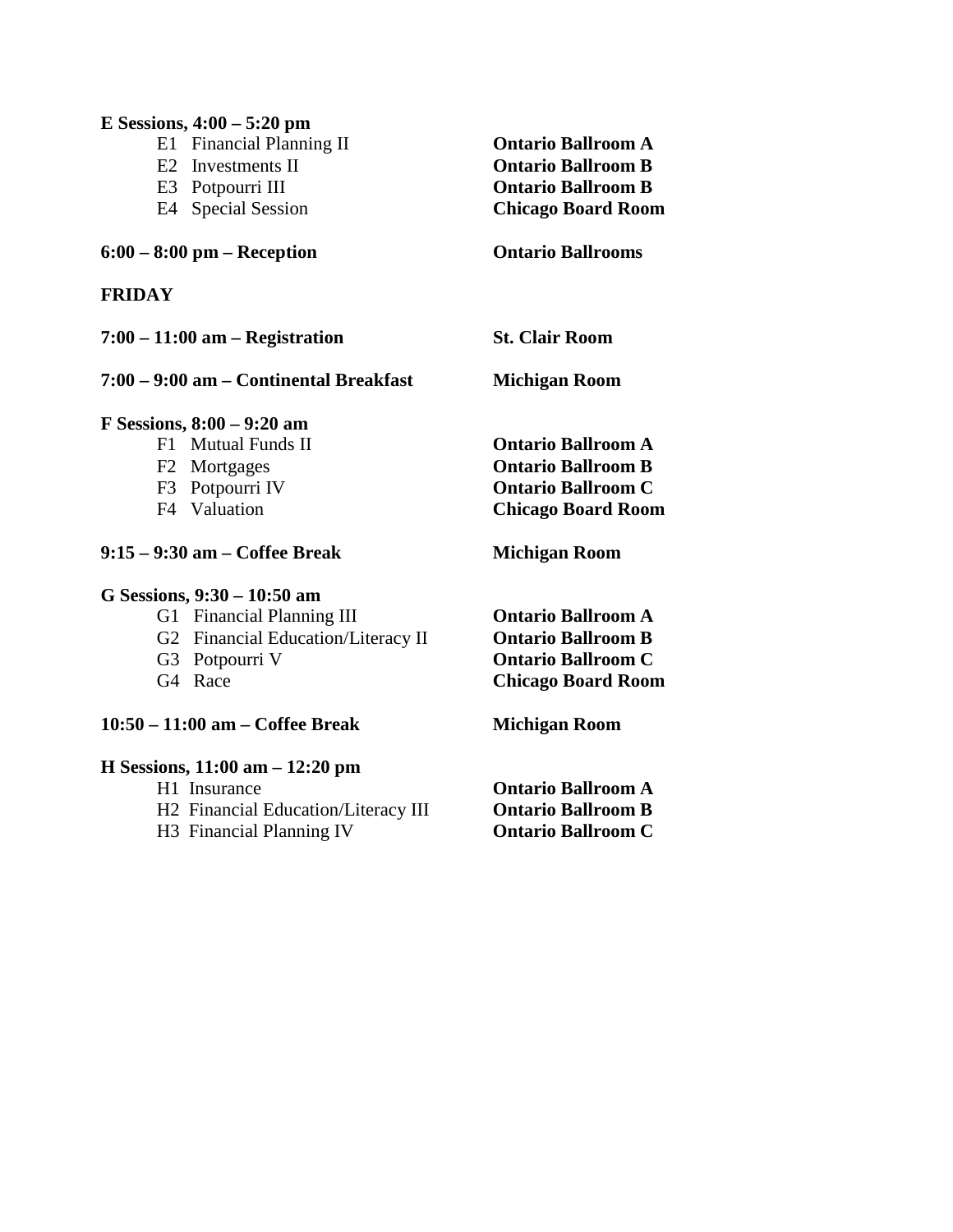**E Sessions, 4:00 – 5:20 pm**

| | |
|---|---|
| E1 Financial Planning II | **Ontario Ballroom A** |
| E2 Investments II | **Ontario Ballroom B** |
| E3 Potpourri III | **Ontario Ballroom B** |
| E4 Special Session | **Chicago Board Room** |

**6:00 – 8:00 pm – Reception** **Ontario Ballrooms**

**FRIDAY**

**7:00 – 11:00 am – Registration** **St. Clair Room**

**7:00 – 9:00 am – Continental Breakfast** **Michigan Room**

**F Sessions, 8:00 – 9:20 am**

| | |
|---|---|
| F1 Mutual Funds II | **Ontario Ballroom A** |
| F2 Mortgages | **Ontario Ballroom B** |
| F3 Potpourri IV | **Ontario Ballroom C** |
| F4 Valuation | **Chicago Board Room** |

**9:15 – 9:30 am – Coffee Break** **Michigan Room**

**G Sessions, 9:30 – 10:50 am**

| | |
|---|---|
| G1 Financial Planning III | **Ontario Ballroom A** |
| G2 Financial Education/Literacy II | **Ontario Ballroom B** |
| G3 Potpourri V | **Ontario Ballroom C** |
| G4 Race | **Chicago Board Room** |

**10:50 – 11:00 am – Coffee Break** **Michigan Room**

**H Sessions, 11:00 am – 12:20 pm**

| | |
|---|---|
| H1 Insurance | **Ontario Ballroom A** |
| H2 Financial Education/Literacy III | **Ontario Ballroom B** |
| H3 Financial Planning IV | **Ontario Ballroom C** |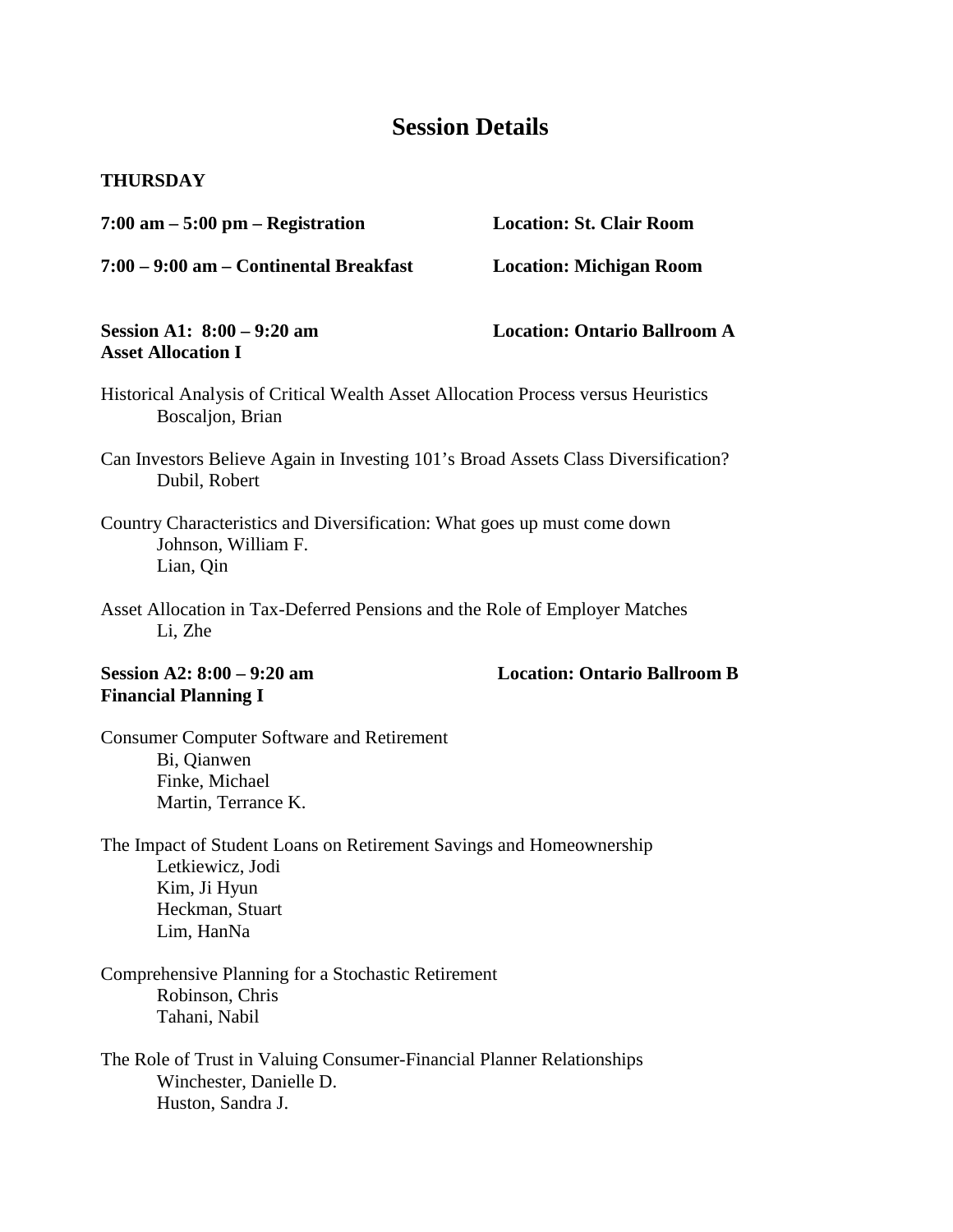# Session Details

**THURSDAY**

**7:00 am – 5:00 pm – Registration** **Location: St. Clair Room**

**7:00 – 9:00 am – Continental Breakfast** **Location: Michigan Room**

**Session A1: 8:00 – 9:20 am** **Location: Ontario Ballroom A**
**Asset Allocation I**

Historical Analysis of Critical Wealth Asset Allocation Process versus Heuristics
Boscaljon, Brian

Can Investors Believe Again in Investing 101's Broad Assets Class Diversification?
Dubil, Robert

Country Characteristics and Diversification: What goes up must come down
Johnson, William F.
Lian, Qin

Asset Allocation in Tax-Deferred Pensions and the Role of Employer Matches
Li, Zhe

**Session A2: 8:00 – 9:20 am** **Location: Ontario Ballroom B**
**Financial Planning I**

Consumer Computer Software and Retirement
Bi, Qianwen
Finke, Michael
Martin, Terrance K.

The Impact of Student Loans on Retirement Savings and Homeownership
Letkiewicz, Jodi
Kim, Ji Hyun
Heckman, Stuart
Lim, HanNa

Comprehensive Planning for a Stochastic Retirement
Robinson, Chris
Tahani, Nabil

The Role of Trust in Valuing Consumer-Financial Planner Relationships
Winchester, Danielle D.
Huston, Sandra J.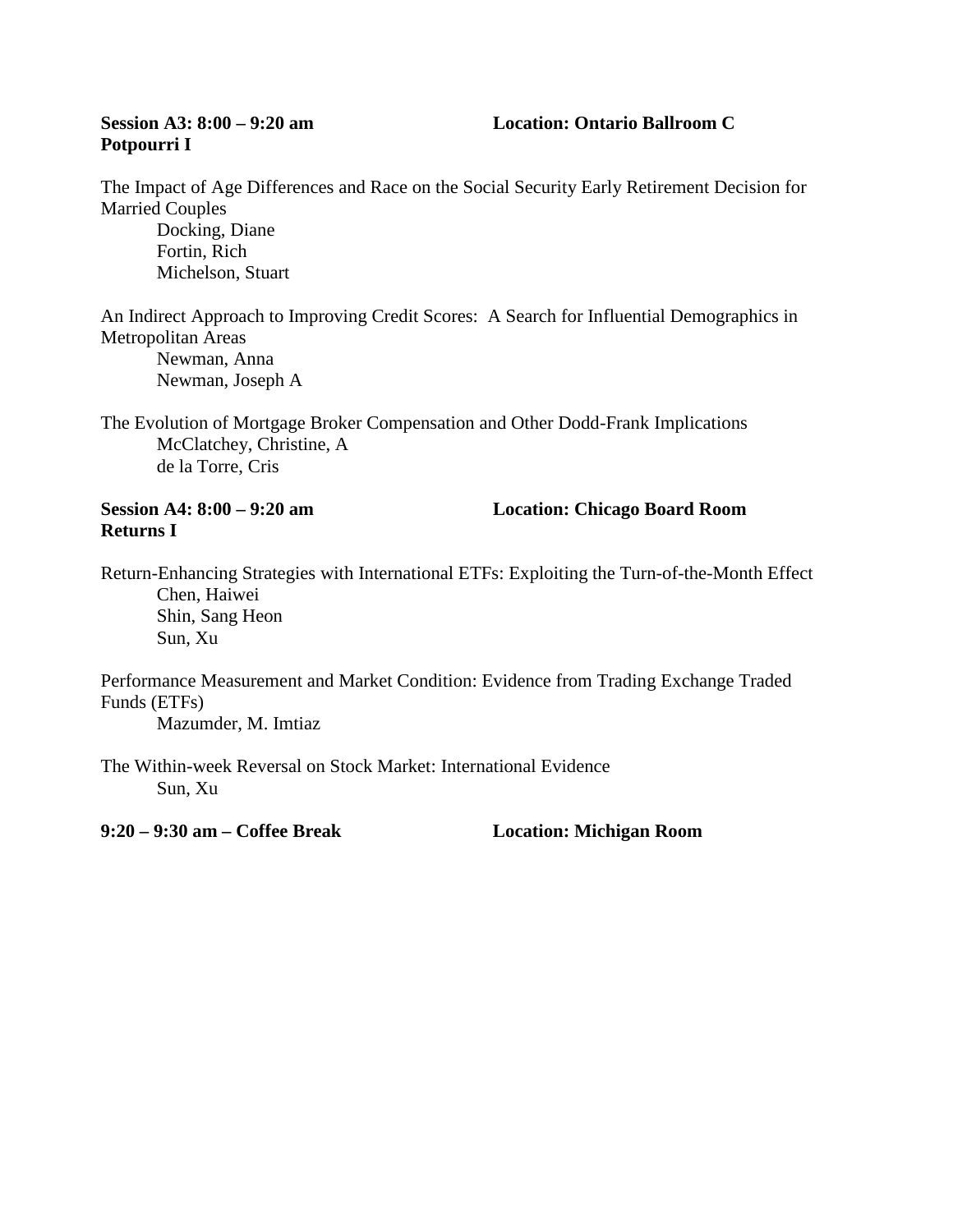**Session A3: 8:00 – 9:20 am** **Location: Ontario Ballroom C**
**Potpourri I**

The Impact of Age Differences and Race on the Social Security Early Retirement Decision for Married Couples
- Docking, Diane
- Fortin, Rich
- Michelson, Stuart

An Indirect Approach to Improving Credit Scores: A Search for Influential Demographics in Metropolitan Areas
- Newman, Anna
- Newman, Joseph A

The Evolution of Mortgage Broker Compensation and Other Dodd-Frank Implications
- McClatchey, Christine, A
- de la Torre, Cris

**Session A4: 8:00 – 9:20 am** **Location: Chicago Board Room**
**Returns I**

Return-Enhancing Strategies with International ETFs: Exploiting the Turn-of-the-Month Effect
- Chen, Haiwei
- Shin, Sang Heon
- Sun, Xu

Performance Measurement and Market Condition: Evidence from Trading Exchange Traded Funds (ETFs)
- Mazumder, M. Imtiaz

The Within-week Reversal on Stock Market: International Evidence
- Sun, Xu

**9:20 – 9:30 am – Coffee Break** **Location: Michigan Room**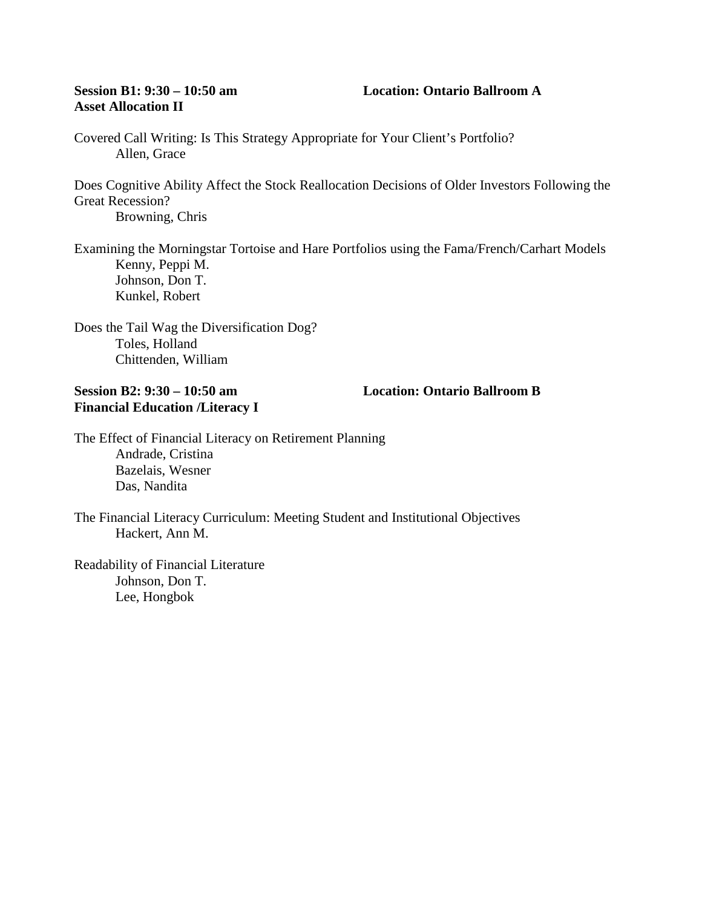**Session B1: 9:30 – 10:50 am** **Location: Ontario Ballroom A**
**Asset Allocation II**

Covered Call Writing: Is This Strategy Appropriate for Your Client's Portfolio?
    Allen, Grace

Does Cognitive Ability Affect the Stock Reallocation Decisions of Older Investors Following the Great Recession?
    Browning, Chris

Examining the Morningstar Tortoise and Hare Portfolios using the Fama/French/Carhart Models
    Kenny, Peppi M.
    Johnson, Don T.
    Kunkel, Robert

Does the Tail Wag the Diversification Dog?
    Toles, Holland
    Chittenden, William

**Session B2: 9:30 – 10:50 am** **Location: Ontario Ballroom B**
**Financial Education /Literacy I**

The Effect of Financial Literacy on Retirement Planning
    Andrade, Cristina
    Bazelais, Wesner
    Das, Nandita

The Financial Literacy Curriculum: Meeting Student and Institutional Objectives
    Hackert, Ann M.

Readability of Financial Literature
    Johnson, Don T.
    Lee, Hongbok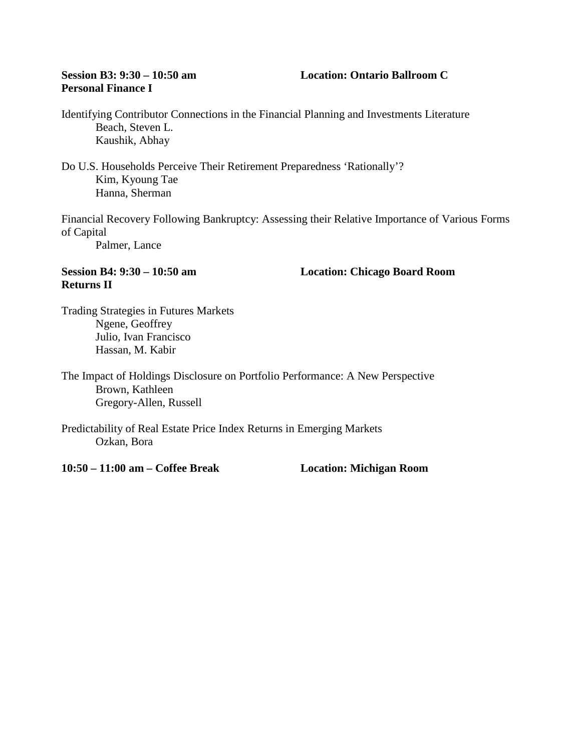**Session B3: 9:30 – 10:50 am** **Location: Ontario Ballroom C**
**Personal Finance I**

Identifying Contributor Connections in the Financial Planning and Investments Literature
Beach, Steven L.
Kaushik, Abhay

Do U.S. Households Perceive Their Retirement Preparedness 'Rationally'?
Kim, Kyoung Tae
Hanna, Sherman

Financial Recovery Following Bankruptcy: Assessing their Relative Importance of Various Forms of Capital
Palmer, Lance

**Session B4: 9:30 – 10:50 am** **Location: Chicago Board Room**
**Returns II**

Trading Strategies in Futures Markets
Ngene, Geoffrey
Julio, Ivan Francisco
Hassan, M. Kabir

The Impact of Holdings Disclosure on Portfolio Performance: A New Perspective
Brown, Kathleen
Gregory-Allen, Russell

Predictability of Real Estate Price Index Returns in Emerging Markets
Ozkan, Bora

**10:50 – 11:00 am – Coffee Break** **Location: Michigan Room**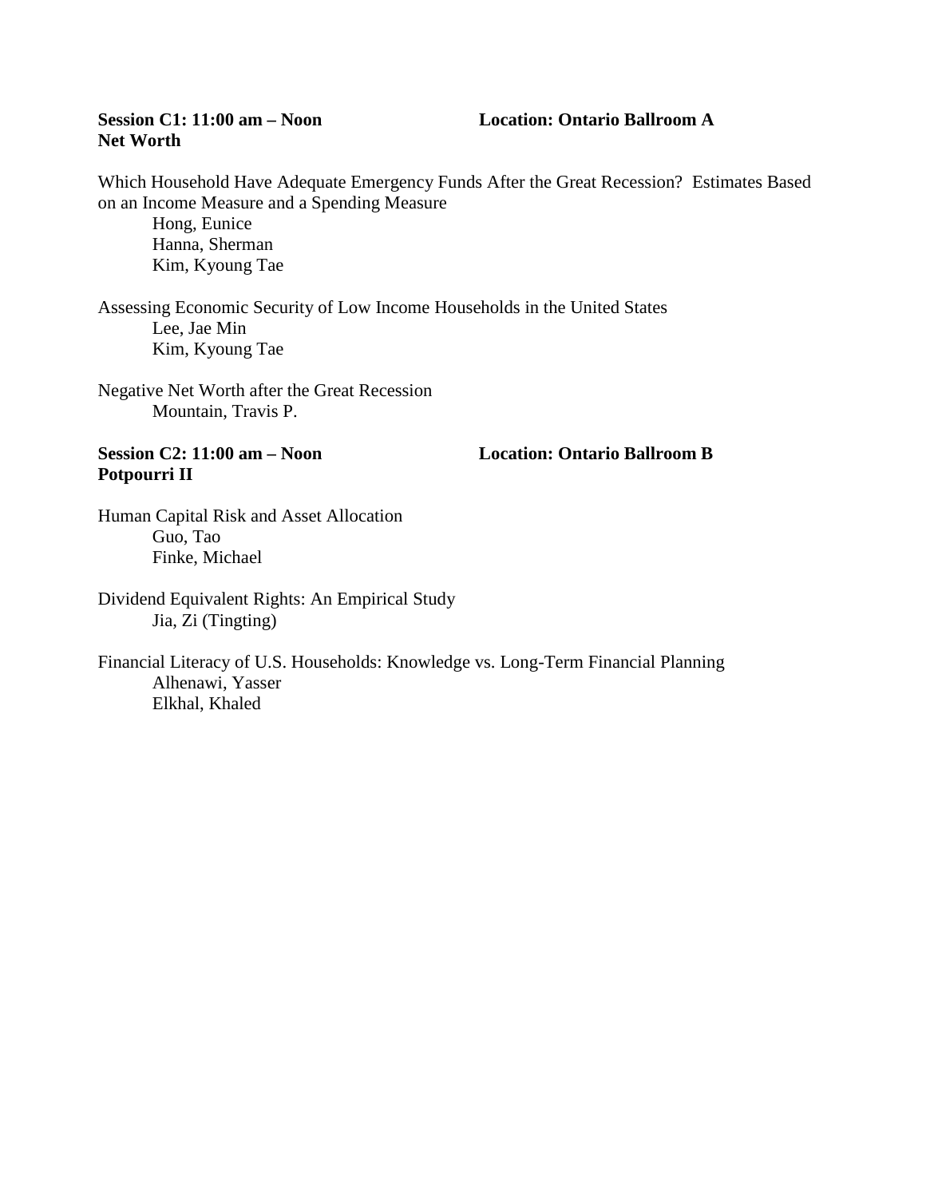**Session C1: 11:00 am – Noon** **Location: Ontario Ballroom A**
**Net Worth**

Which Household Have Adequate Emergency Funds After the Great Recession? Estimates Based on an Income Measure and a Spending Measure

- Hong, Eunice
- Hanna, Sherman
- Kim, Kyoung Tae

Assessing Economic Security of Low Income Households in the United States

- Lee, Jae Min
- Kim, Kyoung Tae

Negative Net Worth after the Great Recession

- Mountain, Travis P.

**Session C2: 11:00 am – Noon** **Location: Ontario Ballroom B**
**Potpourri II**

Human Capital Risk and Asset Allocation

- Guo, Tao
- Finke, Michael

Dividend Equivalent Rights: An Empirical Study

- Jia, Zi (Tingting)

Financial Literacy of U.S. Households: Knowledge vs. Long-Term Financial Planning

- Alhenawi, Yasser
- Elkhal, Khaled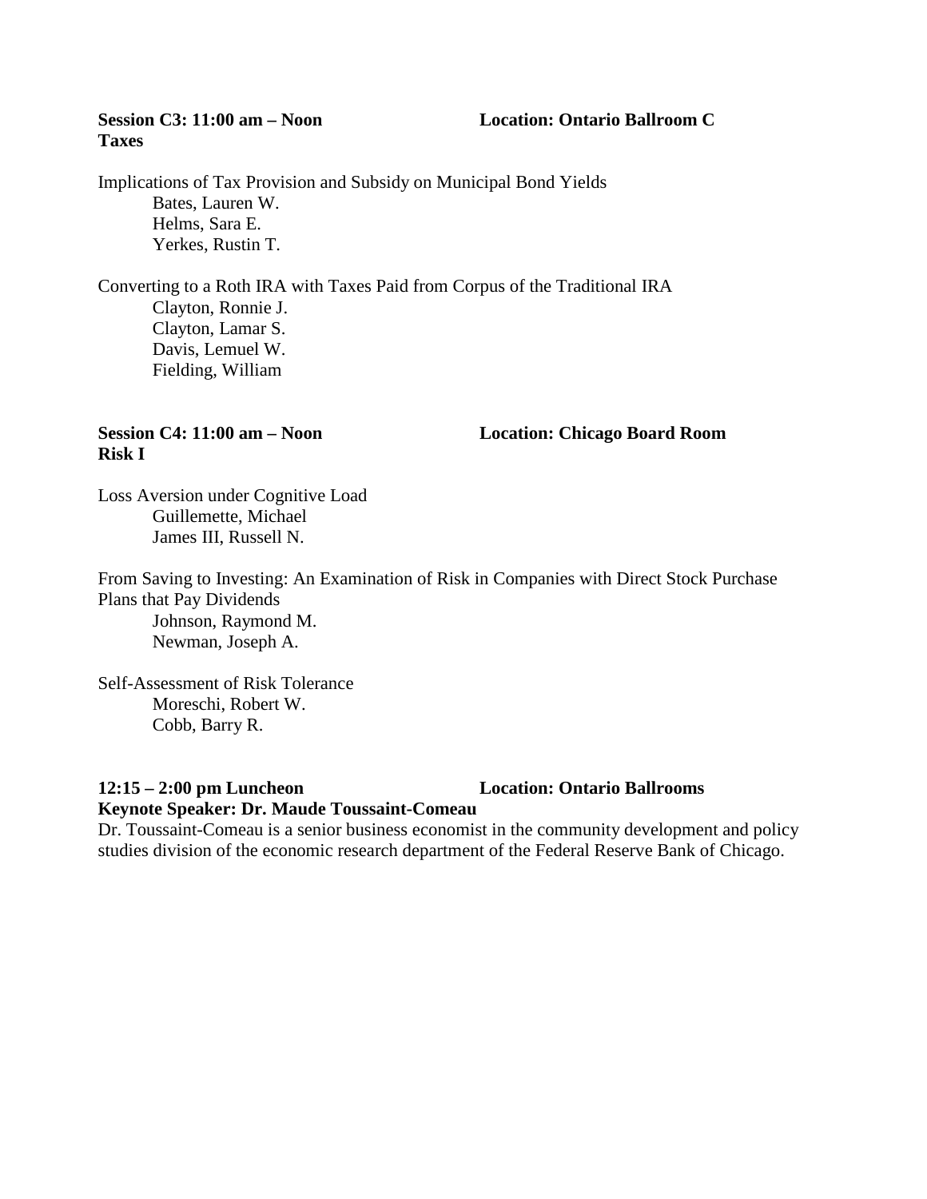**Session C3: 11:00 am – Noon** **Location: Ontario Ballroom C**
**Taxes**

Implications of Tax Provision and Subsidy on Municipal Bond Yields
- Bates, Lauren W.
- Helms, Sara E.
- Yerkes, Rustin T.

Converting to a Roth IRA with Taxes Paid from Corpus of the Traditional IRA
- Clayton, Ronnie J.
- Clayton, Lamar S.
- Davis, Lemuel W.
- Fielding, William

**Session C4: 11:00 am – Noon** **Location: Chicago Board Room**
**Risk I**

Loss Aversion under Cognitive Load
- Guillemette, Michael
- James III, Russell N.

From Saving to Investing: An Examination of Risk in Companies with Direct Stock Purchase Plans that Pay Dividends
- Johnson, Raymond M.
- Newman, Joseph A.

Self-Assessment of Risk Tolerance
- Moreschi, Robert W.
- Cobb, Barry R.

**12:15 – 2:00 pm Luncheon** **Location: Ontario Ballrooms**
**Keynote Speaker: Dr. Maude Toussaint-Comeau**

Dr. Toussaint-Comeau is a senior business economist in the community development and policy studies division of the economic research department of the Federal Reserve Bank of Chicago.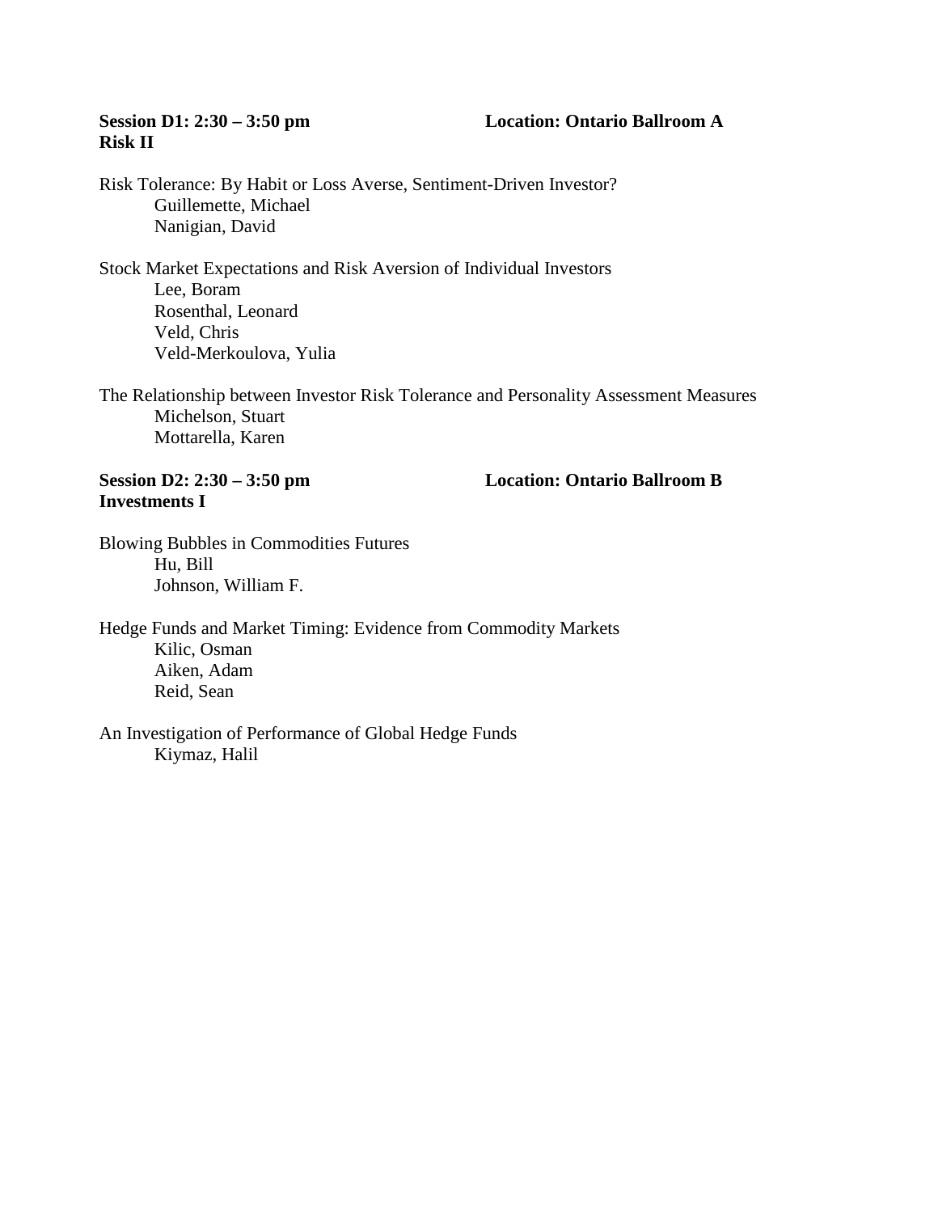**Session D1: 2:30 – 3:50 pm** **Location: Ontario Ballroom A**
**Risk II**

Risk Tolerance: By Habit or Loss Averse, Sentiment-Driven Investor?
    Guillemette, Michael
    Nanigian, David

Stock Market Expectations and Risk Aversion of Individual Investors
    Lee, Boram
    Rosenthal, Leonard
    Veld, Chris
    Veld-Merkoulova, Yulia

The Relationship between Investor Risk Tolerance and Personality Assessment Measures
    Michelson, Stuart
    Mottarella, Karen

**Session D2: 2:30 – 3:50 pm** **Location: Ontario Ballroom B**
**Investments I**

Blowing Bubbles in Commodities Futures
    Hu, Bill
    Johnson, William F.

Hedge Funds and Market Timing: Evidence from Commodity Markets
    Kilic, Osman
    Aiken, Adam
    Reid, Sean

An Investigation of Performance of Global Hedge Funds
    Kiymaz, Halil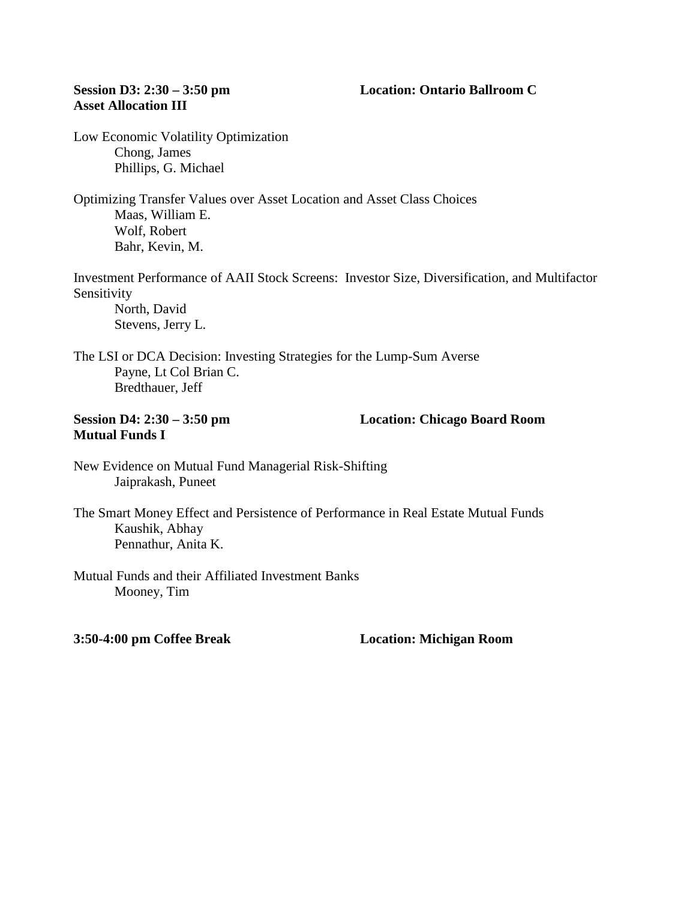**Session D3: 2:30 – 3:50 pm** **Location: Ontario Ballroom C**
**Asset Allocation III**

Low Economic Volatility Optimization
Chong, James
Phillips, G. Michael

Optimizing Transfer Values over Asset Location and Asset Class Choices
Maas, William E.
Wolf, Robert
Bahr, Kevin, M.

Investment Performance of AAII Stock Screens: Investor Size, Diversification, and Multifactor Sensitivity
North, David
Stevens, Jerry L.

The LSI or DCA Decision: Investing Strategies for the Lump-Sum Averse
Payne, Lt Col Brian C.
Bredthauer, Jeff

**Session D4: 2:30 – 3:50 pm** **Location: Chicago Board Room**
**Mutual Funds I**

New Evidence on Mutual Fund Managerial Risk-Shifting
Jaiprakash, Puneet

The Smart Money Effect and Persistence of Performance in Real Estate Mutual Funds
Kaushik, Abhay
Pennathur, Anita K.

Mutual Funds and their Affiliated Investment Banks
Mooney, Tim

**3:50-4:00 pm Coffee Break** **Location: Michigan Room**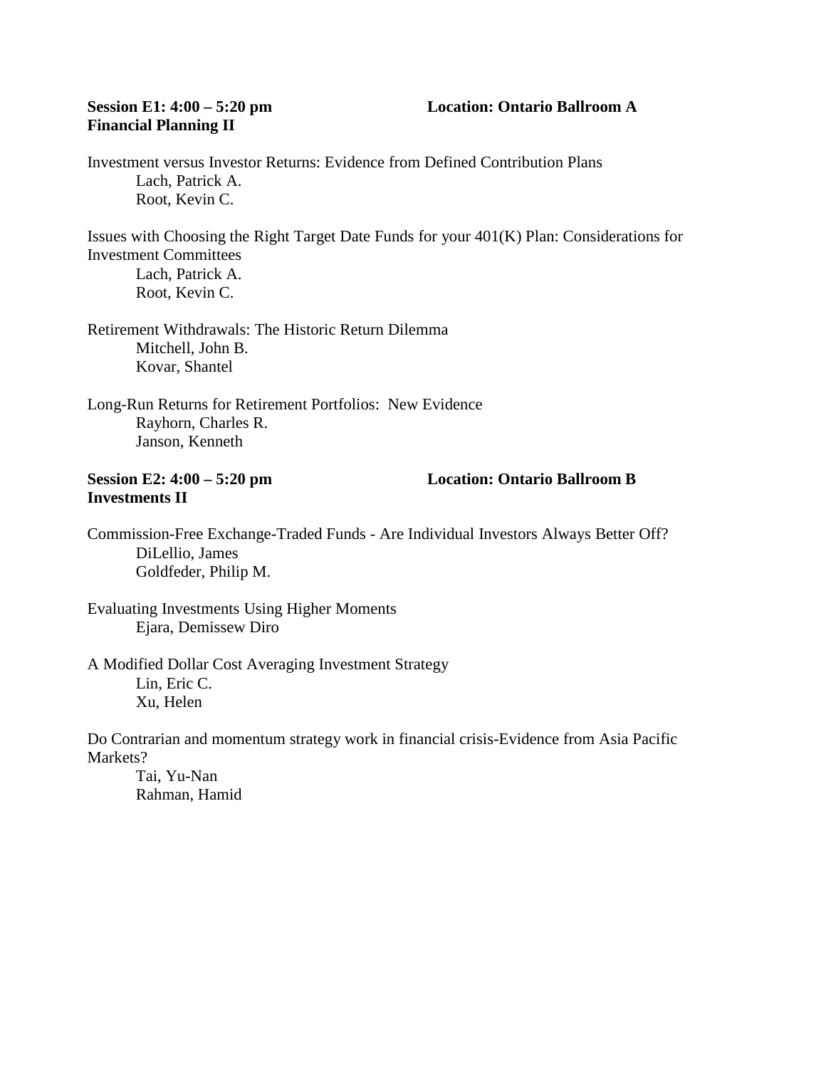**Session E1: 4:00 – 5:20 pm** **Location: Ontario Ballroom A**
**Financial Planning II**

Investment versus Investor Returns: Evidence from Defined Contribution Plans
  Lach, Patrick A.
  Root, Kevin C.

Issues with Choosing the Right Target Date Funds for your 401(K) Plan: Considerations for Investment Committees
  Lach, Patrick A.
  Root, Kevin C.

Retirement Withdrawals: The Historic Return Dilemma
  Mitchell, John B.
  Kovar, Shantel

Long-Run Returns for Retirement Portfolios: New Evidence
  Rayhorn, Charles R.
  Janson, Kenneth

**Session E2: 4:00 – 5:20 pm** **Location: Ontario Ballroom B**
**Investments II**

Commission-Free Exchange-Traded Funds - Are Individual Investors Always Better Off?
  DiLellio, James
  Goldfeder, Philip M.

Evaluating Investments Using Higher Moments
  Ejara, Demissew Diro

A Modified Dollar Cost Averaging Investment Strategy
  Lin, Eric C.
  Xu, Helen

Do Contrarian and momentum strategy work in financial crisis-Evidence from Asia Pacific Markets?
  Tai, Yu-Nan
  Rahman, Hamid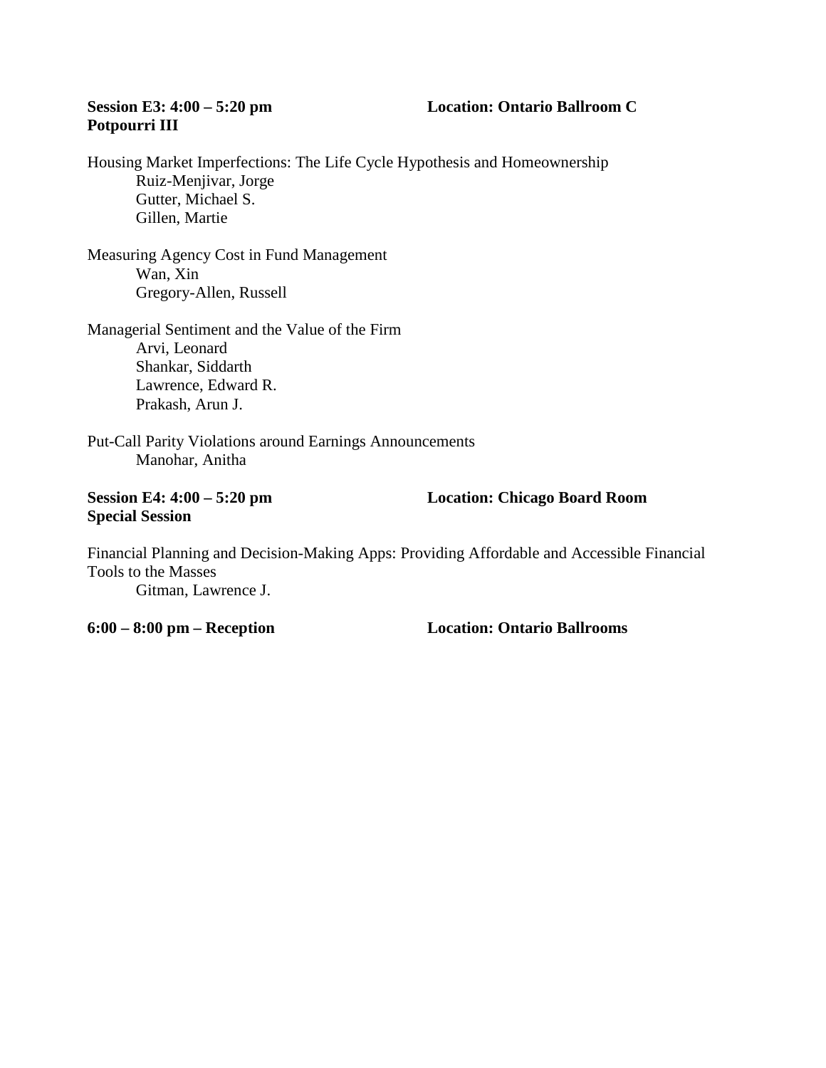**Session E3: 4:00 – 5:20 pm** **Location: Ontario Ballroom C**
**Potpourri III**

Housing Market Imperfections: The Life Cycle Hypothesis and Homeownership
Ruiz-Menjivar, Jorge
Gutter, Michael S.
Gillen, Martie

Measuring Agency Cost in Fund Management
Wan, Xin
Gregory-Allen, Russell

Managerial Sentiment and the Value of the Firm
Arvi, Leonard
Shankar, Siddarth
Lawrence, Edward R.
Prakash, Arun J.

Put-Call Parity Violations around Earnings Announcements
Manohar, Anitha

**Session E4: 4:00 – 5:20 pm** **Location: Chicago Board Room**
**Special Session**

Financial Planning and Decision-Making Apps: Providing Affordable and Accessible Financial Tools to the Masses
Gitman, Lawrence J.

**6:00 – 8:00 pm – Reception** **Location: Ontario Ballrooms**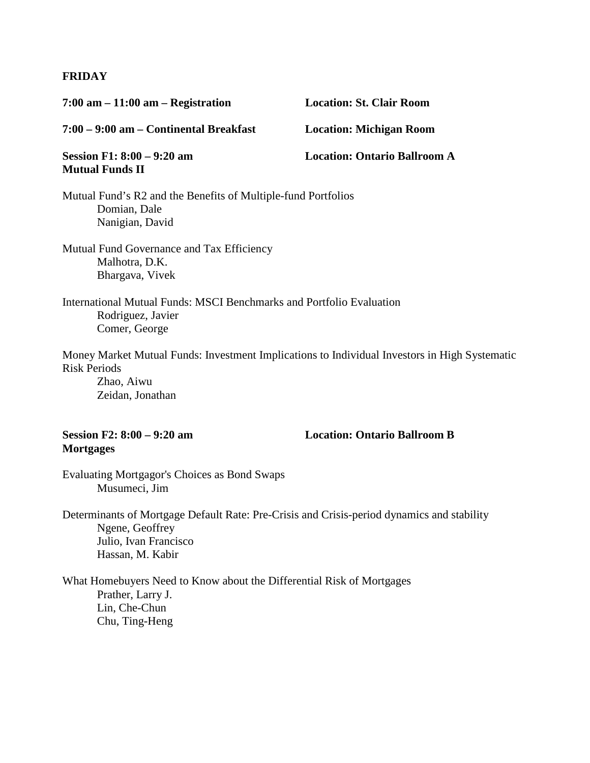**FRIDAY**

**7:00 am – 11:00 am – Registration** **Location: St. Clair Room**

**7:00 – 9:00 am – Continental Breakfast** **Location: Michigan Room**

**Session F1: 8:00 – 9:20 am** **Location: Ontario Ballroom A**
**Mutual Funds II**

Mutual Fund's R2 and the Benefits of Multiple-fund Portfolios
Domian, Dale
Nanigian, David

Mutual Fund Governance and Tax Efficiency
Malhotra, D.K.
Bhargava, Vivek

International Mutual Funds: MSCI Benchmarks and Portfolio Evaluation
Rodriguez, Javier
Comer, George

Money Market Mutual Funds: Investment Implications to Individual Investors in High Systematic Risk Periods
Zhao, Aiwu
Zeidan, Jonathan

**Session F2: 8:00 – 9:20 am** **Location: Ontario Ballroom B**
**Mortgages**

Evaluating Mortgagor's Choices as Bond Swaps
Musumeci, Jim

Determinants of Mortgage Default Rate: Pre-Crisis and Crisis-period dynamics and stability
Ngene, Geoffrey
Julio, Ivan Francisco
Hassan, M. Kabir

What Homebuyers Need to Know about the Differential Risk of Mortgages
Prather, Larry J.
Lin, Che-Chun
Chu, Ting-Heng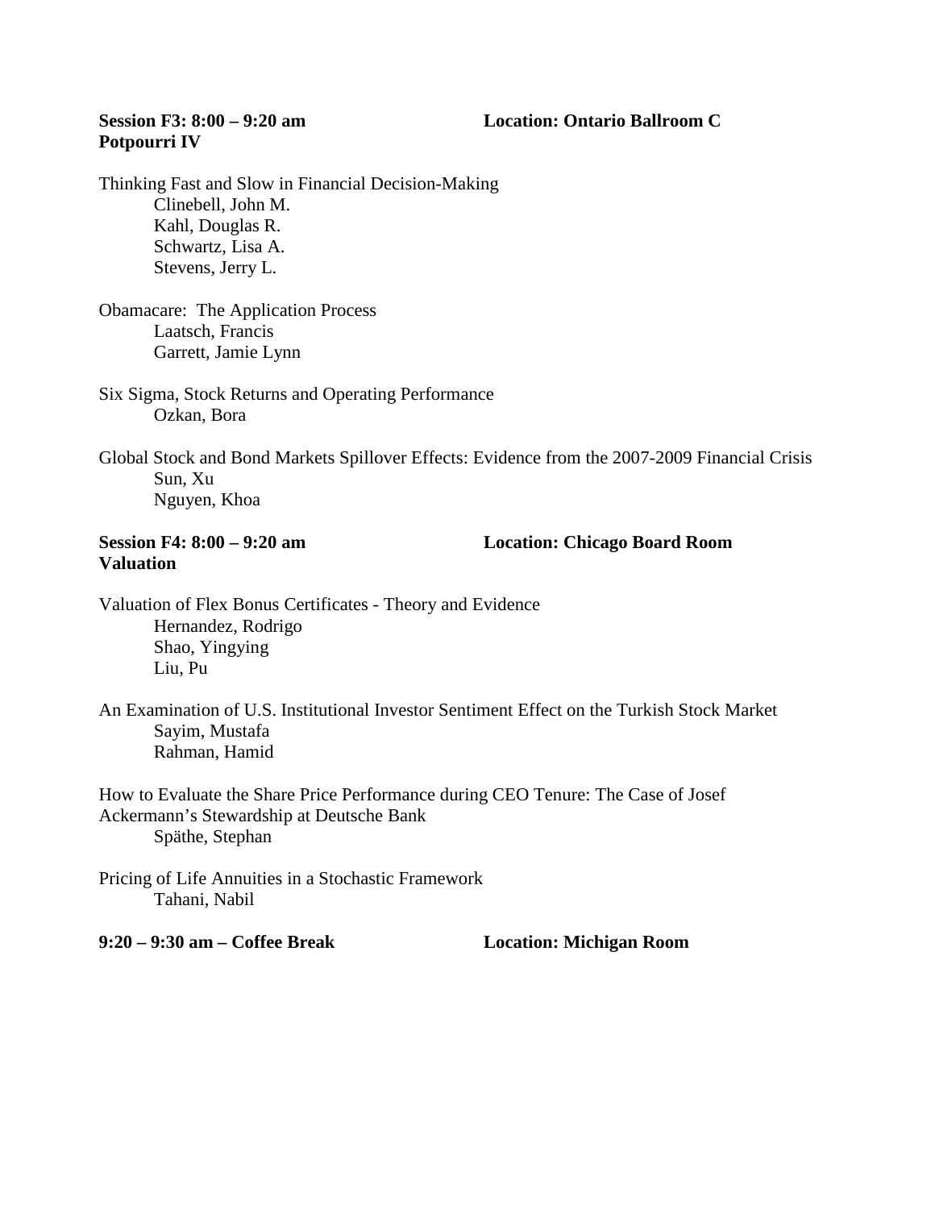**Session F3: 8:00 – 9:20 am** **Location: Ontario Ballroom C**
**Potpourri IV**

Thinking Fast and Slow in Financial Decision-Making
Clinebell, John M.
Kahl, Douglas R.
Schwartz, Lisa A.
Stevens, Jerry L.

Obamacare: The Application Process
Laatsch, Francis
Garrett, Jamie Lynn

Six Sigma, Stock Returns and Operating Performance
Ozkan, Bora

Global Stock and Bond Markets Spillover Effects: Evidence from the 2007-2009 Financial Crisis
Sun, Xu
Nguyen, Khoa

**Session F4: 8:00 – 9:20 am** **Location: Chicago Board Room**
**Valuation**

Valuation of Flex Bonus Certificates - Theory and Evidence
Hernandez, Rodrigo
Shao, Yingying
Liu, Pu

An Examination of U.S. Institutional Investor Sentiment Effect on the Turkish Stock Market
Sayim, Mustafa
Rahman, Hamid

How to Evaluate the Share Price Performance during CEO Tenure: The Case of Josef Ackermann's Stewardship at Deutsche Bank
Späthe, Stephan

Pricing of Life Annuities in a Stochastic Framework
Tahani, Nabil

**9:20 – 9:30 am – Coffee Break** **Location: Michigan Room**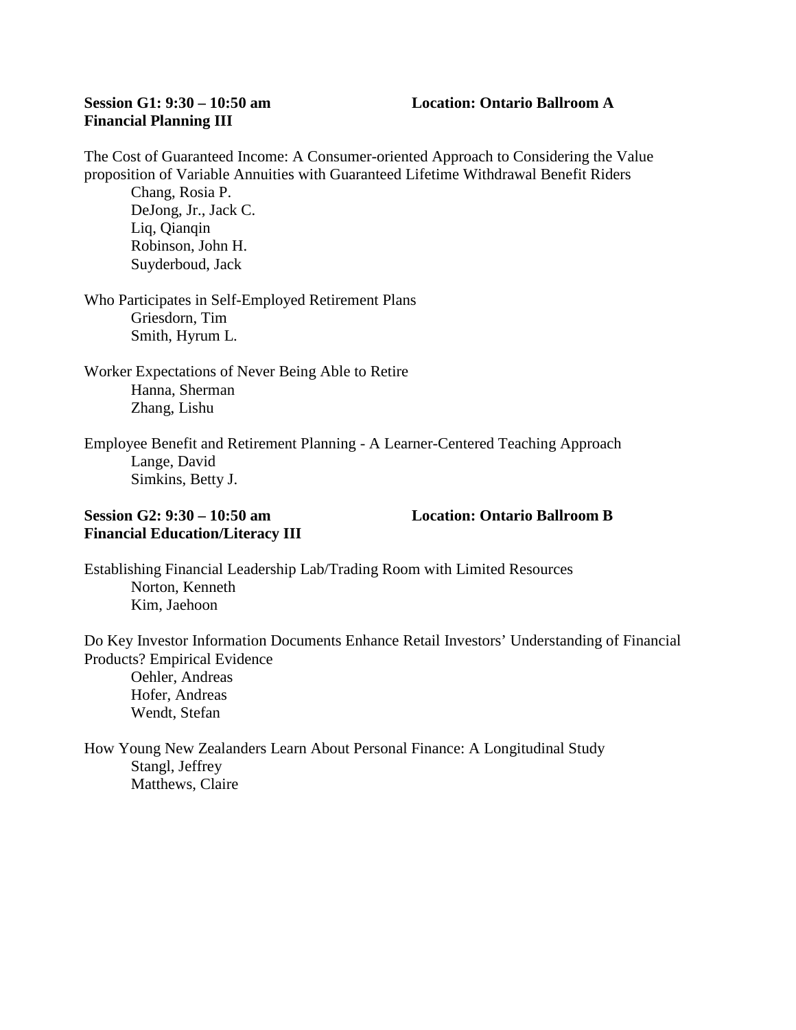**Session G1: 9:30 – 10:50 am** **Location: Ontario Ballroom A**
**Financial Planning III**

The Cost of Guaranteed Income: A Consumer-oriented Approach to Considering the Value proposition of Variable Annuities with Guaranteed Lifetime Withdrawal Benefit Riders
- Chang, Rosia P.
- DeJong, Jr., Jack C.
- Liq, Qianqin
- Robinson, John H.
- Suyderboud, Jack

Who Participates in Self-Employed Retirement Plans
- Griesdorn, Tim
- Smith, Hyrum L.

Worker Expectations of Never Being Able to Retire
- Hanna, Sherman
- Zhang, Lishu

Employee Benefit and Retirement Planning - A Learner-Centered Teaching Approach
- Lange, David
- Simkins, Betty J.

**Session G2: 9:30 – 10:50 am** **Location: Ontario Ballroom B**
**Financial Education/Literacy III**

Establishing Financial Leadership Lab/Trading Room with Limited Resources
- Norton, Kenneth
- Kim, Jaehoon

Do Key Investor Information Documents Enhance Retail Investors' Understanding of Financial Products? Empirical Evidence
- Oehler, Andreas
- Hofer, Andreas
- Wendt, Stefan

How Young New Zealanders Learn About Personal Finance: A Longitudinal Study
- Stangl, Jeffrey
- Matthews, Claire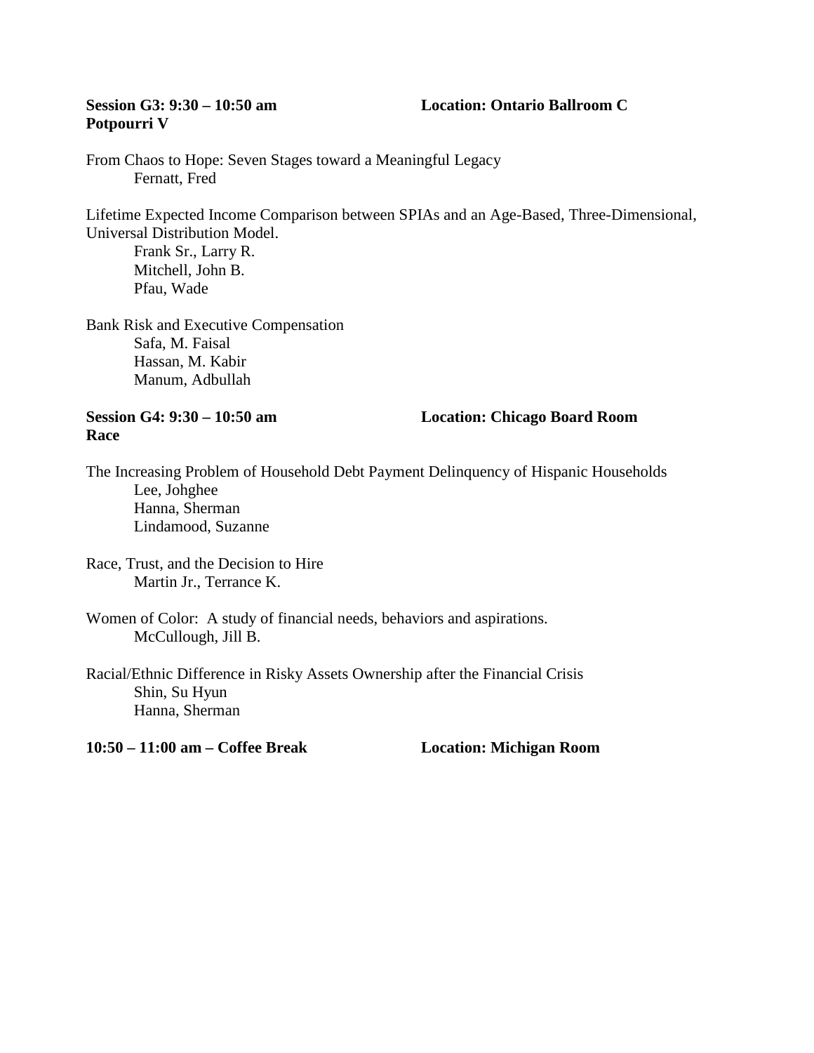**Session G3: 9:30 – 10:50 am** **Location: Ontario Ballroom C**
**Potpourri V**

From Chaos to Hope: Seven Stages toward a Meaningful Legacy
  Fernatt, Fred

Lifetime Expected Income Comparison between SPIAs and an Age-Based, Three-Dimensional, Universal Distribution Model.
  Frank Sr., Larry R.
  Mitchell, John B.
  Pfau, Wade

Bank Risk and Executive Compensation
  Safa, M. Faisal
  Hassan, M. Kabir
  Manum, Adbullah

**Session G4: 9:30 – 10:50 am** **Location: Chicago Board Room**
**Race**

The Increasing Problem of Household Debt Payment Delinquency of Hispanic Households
  Lee, Johghee
  Hanna, Sherman
  Lindamood, Suzanne

Race, Trust, and the Decision to Hire
  Martin Jr., Terrance K.

Women of Color: A study of financial needs, behaviors and aspirations.
  McCullough, Jill B.

Racial/Ethnic Difference in Risky Assets Ownership after the Financial Crisis
  Shin, Su Hyun
  Hanna, Sherman

**10:50 – 11:00 am – Coffee Break** **Location: Michigan Room**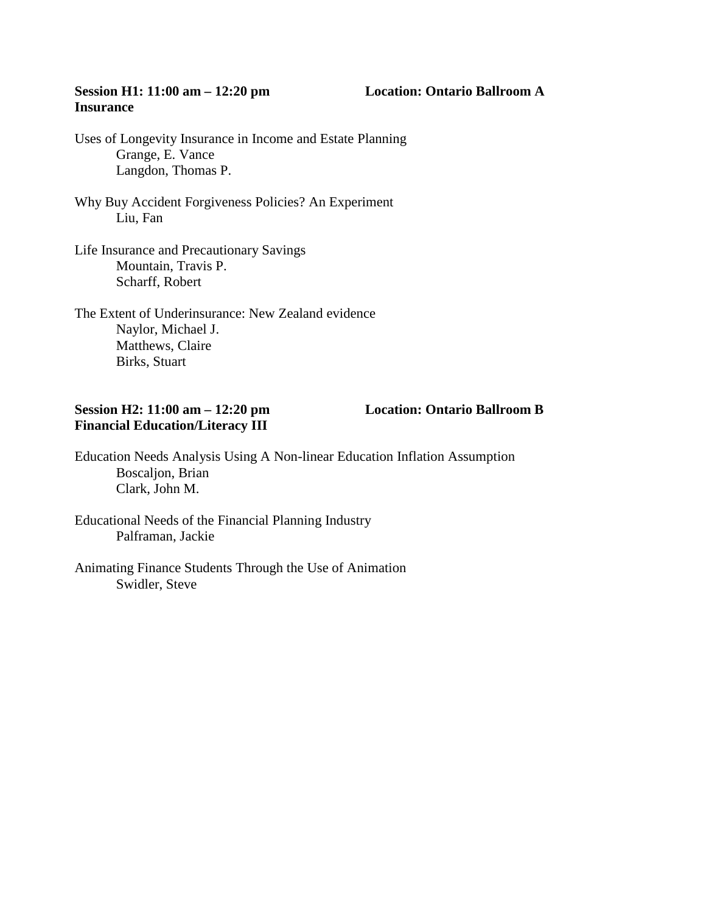**Session H1: 11:00 am – 12:20 pm** **Location: Ontario Ballroom A**
**Insurance**

Uses of Longevity Insurance in Income and Estate Planning
- Grange, E. Vance
- Langdon, Thomas P.

Why Buy Accident Forgiveness Policies? An Experiment
- Liu, Fan

Life Insurance and Precautionary Savings
- Mountain, Travis P.
- Scharff, Robert

The Extent of Underinsurance: New Zealand evidence
- Naylor, Michael J.
- Matthews, Claire
- Birks, Stuart

**Session H2: 11:00 am – 12:20 pm** **Location: Ontario Ballroom B**
**Financial Education/Literacy III**

Education Needs Analysis Using A Non-linear Education Inflation Assumption
- Boscaljon, Brian
- Clark, John M.

Educational Needs of the Financial Planning Industry
- Palframan, Jackie

Animating Finance Students Through the Use of Animation
- Swidler, Steve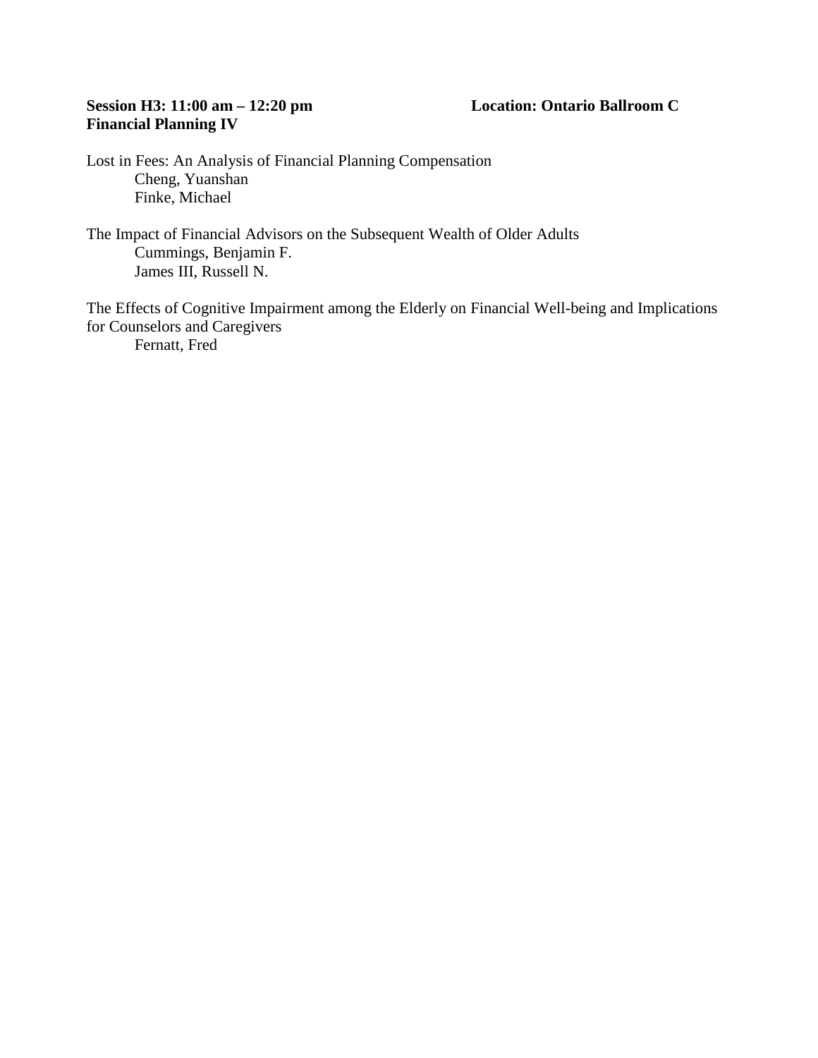**Session H3: 11:00 am – 12:20 pm** **Location: Ontario Ballroom C**
**Financial Planning IV**

Lost in Fees: An Analysis of Financial Planning Compensation
Cheng, Yuanshan
Finke, Michael

The Impact of Financial Advisors on the Subsequent Wealth of Older Adults
Cummings, Benjamin F.
James III, Russell N.

The Effects of Cognitive Impairment among the Elderly on Financial Well-being and Implications for Counselors and Caregivers
Fernatt, Fred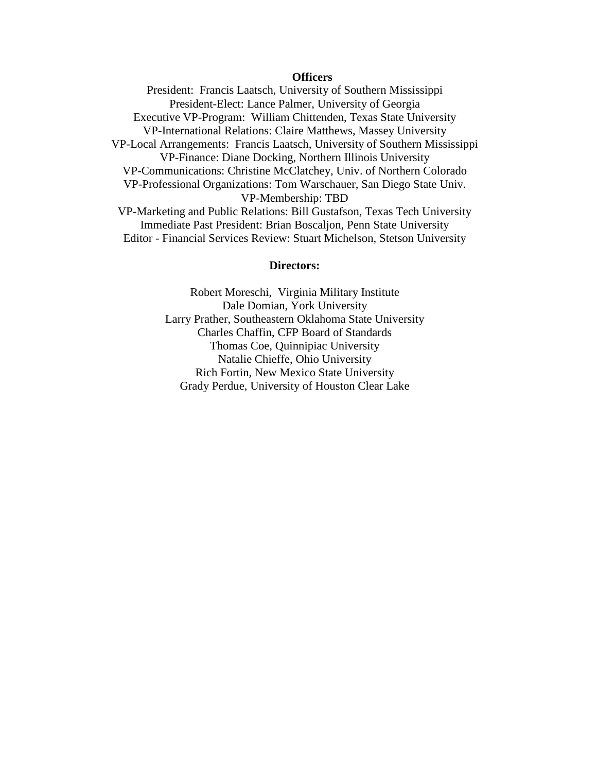**Officers**

President: Francis Laatsch, University of Southern Mississippi
President-Elect: Lance Palmer, University of Georgia
Executive VP-Program: William Chittenden, Texas State University
VP-International Relations: Claire Matthews, Massey University
VP-Local Arrangements: Francis Laatsch, University of Southern Mississippi
VP-Finance: Diane Docking, Northern Illinois University
VP-Communications: Christine McClatchey, Univ. of Northern Colorado
VP-Professional Organizations: Tom Warschauer, San Diego State Univ.
VP-Membership: TBD
VP-Marketing and Public Relations: Bill Gustafson, Texas Tech University
Immediate Past President: Brian Boscaljon, Penn State University
Editor - Financial Services Review: Stuart Michelson, Stetson University

**Directors:**

Robert Moreschi, Virginia Military Institute
Dale Domian, York University
Larry Prather, Southeastern Oklahoma State University
Charles Chaffin, CFP Board of Standards
Thomas Coe, Quinnipiac University
Natalie Chieffe, Ohio University
Rich Fortin, New Mexico State University
Grady Perdue, University of Houston Clear Lake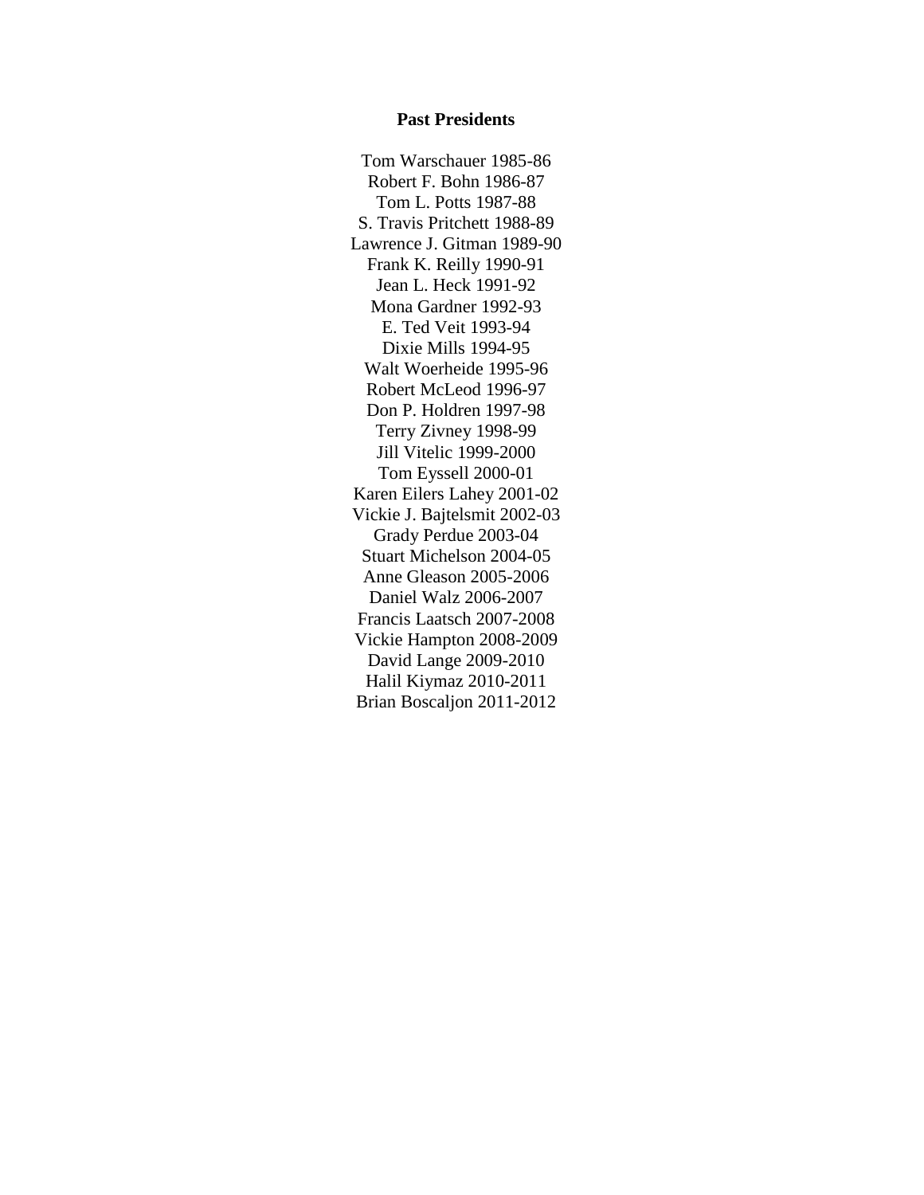**Past Presidents**

Tom Warschauer 1985-86
Robert F. Bohn 1986-87
Tom L. Potts 1987-88
S. Travis Pritchett 1988-89
Lawrence J. Gitman 1989-90
Frank K. Reilly 1990-91
Jean L. Heck 1991-92
Mona Gardner 1992-93
E. Ted Veit 1993-94
Dixie Mills 1994-95
Walt Woerheide 1995-96
Robert McLeod 1996-97
Don P. Holdren 1997-98
Terry Zivney 1998-99
Jill Vitelic 1999-2000
Tom Eyssell 2000-01
Karen Eilers Lahey 2001-02
Vickie J. Bajtelsmit 2002-03
Grady Perdue 2003-04
Stuart Michelson 2004-05
Anne Gleason 2005-2006
Daniel Walz 2006-2007
Francis Laatsch 2007-2008
Vickie Hampton 2008-2009
David Lange 2009-2010
Halil Kiymaz 2010-2011
Brian Boscaljon 2011-2012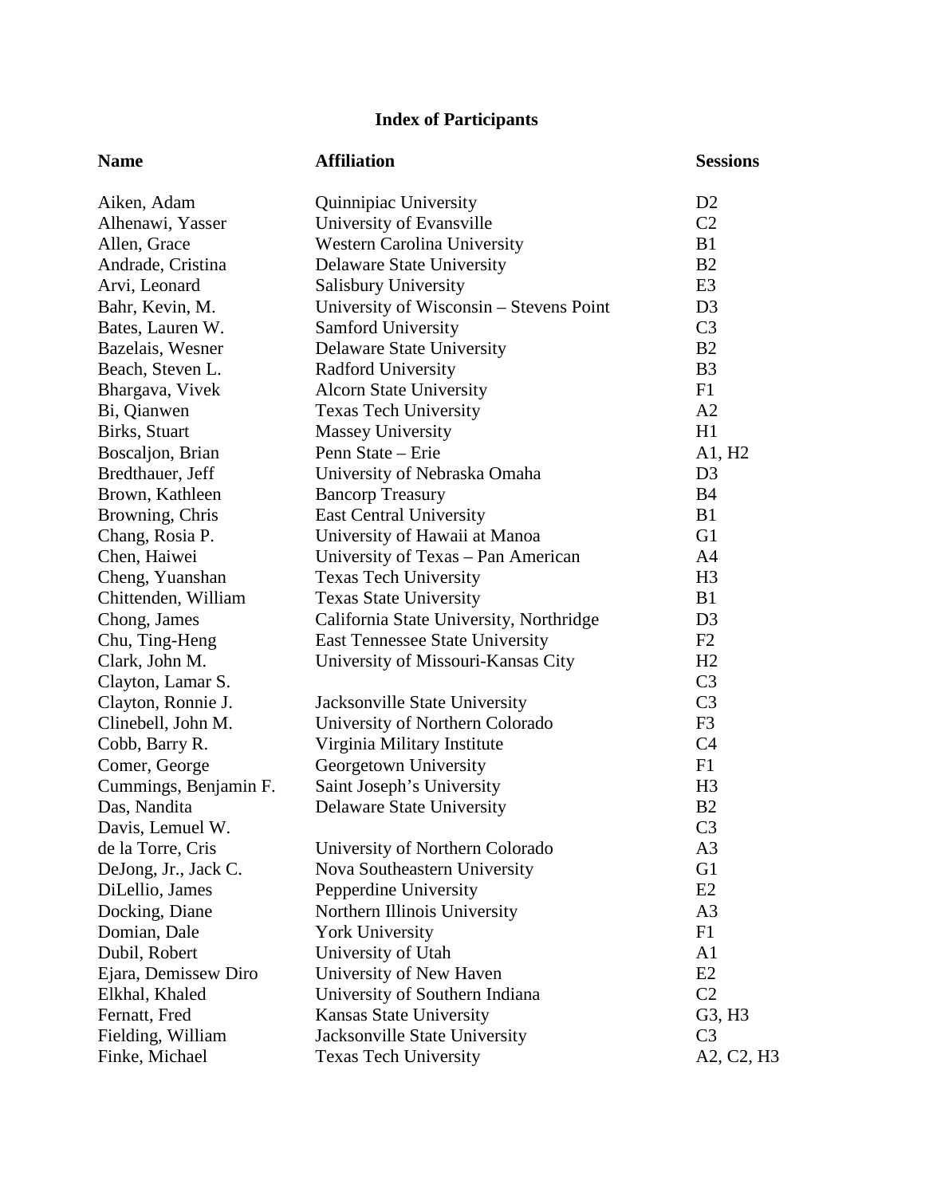# Index of Participants

| Name | Affiliation | Sessions |
|---|---|---|
| Aiken, Adam | Quinnipiac University | D2 |
| Alhenawi, Yasser | University of Evansville | C2 |
| Allen, Grace | Western Carolina University | B1 |
| Andrade, Cristina | Delaware State University | B2 |
| Arvi, Leonard | Salisbury University | E3 |
| Bahr, Kevin, M. | University of Wisconsin – Stevens Point | D3 |
| Bates, Lauren W. | Samford University | C3 |
| Bazelais, Wesner | Delaware State University | B2 |
| Beach, Steven L. | Radford University | B3 |
| Bhargava, Vivek | Alcorn State University | F1 |
| Bi, Qianwen | Texas Tech University | A2 |
| Birks, Stuart | Massey University | H1 |
| Boscaljon, Brian | Penn State – Erie | A1, H2 |
| Bredthauer, Jeff | University of Nebraska Omaha | D3 |
| Brown, Kathleen | Bancorp Treasury | B4 |
| Browning, Chris | East Central University | B1 |
| Chang, Rosia P. | University of Hawaii at Manoa | G1 |
| Chen, Haiwei | University of Texas – Pan American | A4 |
| Cheng, Yuanshan | Texas Tech University | H3 |
| Chittenden, William | Texas State University | B1 |
| Chong, James | California State University, Northridge | D3 |
| Chu, Ting-Heng | East Tennessee State University | F2 |
| Clark, John M. | University of Missouri-Kansas City | H2 |
| Clayton, Lamar S. | | C3 |
| Clayton, Ronnie J. | Jacksonville State University | C3 |
| Clinebell, John M. | University of Northern Colorado | F3 |
| Cobb, Barry R. | Virginia Military Institute | C4 |
| Comer, George | Georgetown University | F1 |
| Cummings, Benjamin F. | Saint Joseph's University | H3 |
| Das, Nandita | Delaware State University | B2 |
| Davis, Lemuel W. | | C3 |
| de la Torre, Cris | University of Northern Colorado | A3 |
| DeJong, Jr., Jack C. | Nova Southeastern University | G1 |
| DiLellio, James | Pepperdine University | E2 |
| Docking, Diane | Northern Illinois University | A3 |
| Domian, Dale | York University | F1 |
| Dubil, Robert | University of Utah | A1 |
| Ejara, Demissew Diro | University of New Haven | E2 |
| Elkhal, Khaled | University of Southern Indiana | C2 |
| Fernatt, Fred | Kansas State University | G3, H3 |
| Fielding, William | Jacksonville State University | C3 |
| Finke, Michael | Texas Tech University | A2, C2, H3 |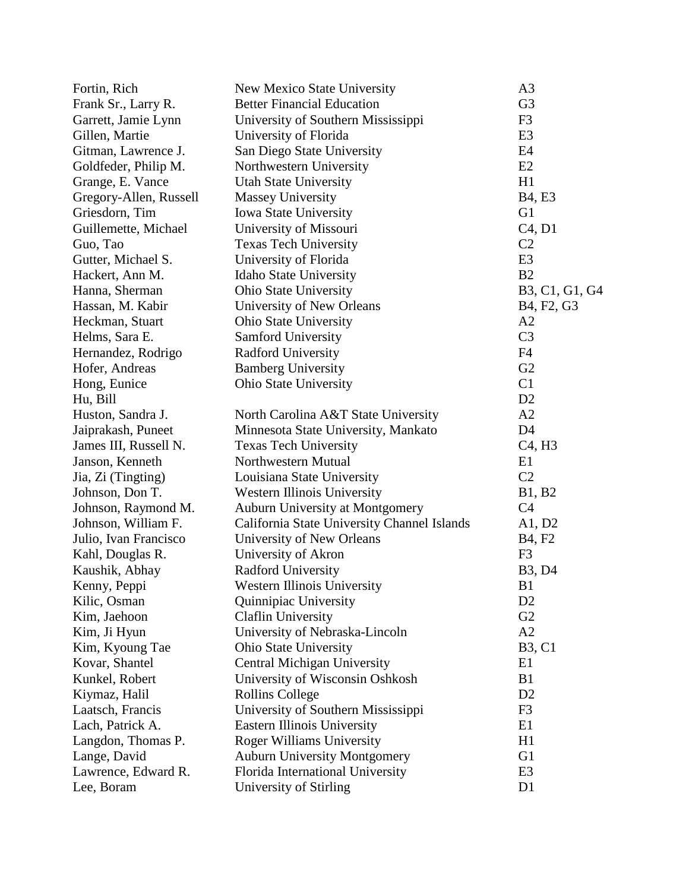| | | |
|---|---|---|
| Fortin, Rich | New Mexico State University | A3 |
| Frank Sr., Larry R. | Better Financial Education | G3 |
| Garrett, Jamie Lynn | University of Southern Mississippi | F3 |
| Gillen, Martie | University of Florida | E3 |
| Gitman, Lawrence J. | San Diego State University | E4 |
| Goldfeder, Philip M. | Northwestern University | E2 |
| Grange, E. Vance | Utah State University | H1 |
| Gregory-Allen, Russell | Massey University | B4, E3 |
| Griesdorn, Tim | Iowa State University | G1 |
| Guillemette, Michael | University of Missouri | C4, D1 |
| Guo, Tao | Texas Tech University | C2 |
| Gutter, Michael S. | University of Florida | E3 |
| Hackert, Ann M. | Idaho State University | B2 |
| Hanna, Sherman | Ohio State University | B3, C1, G1, G4 |
| Hassan, M. Kabir | University of New Orleans | B4, F2, G3 |
| Heckman, Stuart | Ohio State University | A2 |
| Helms, Sara E. | Samford University | C3 |
| Hernandez, Rodrigo | Radford University | F4 |
| Hofer, Andreas | Bamberg University | G2 |
| Hong, Eunice | Ohio State University | C1 |
| Hu, Bill | | D2 |
| Huston, Sandra J. | North Carolina A&T State University | A2 |
| Jaiprakash, Puneet | Minnesota State University, Mankato | D4 |
| James III, Russell N. | Texas Tech University | C4, H3 |
| Janson, Kenneth | Northwestern Mutual | E1 |
| Jia, Zi (Tingting) | Louisiana State University | C2 |
| Johnson, Don T. | Western Illinois University | B1, B2 |
| Johnson, Raymond M. | Auburn University at Montgomery | C4 |
| Johnson, William F. | California State University Channel Islands | A1, D2 |
| Julio, Ivan Francisco | University of New Orleans | B4, F2 |
| Kahl, Douglas R. | University of Akron | F3 |
| Kaushik, Abhay | Radford University | B3, D4 |
| Kenny, Peppi | Western Illinois University | B1 |
| Kilic, Osman | Quinnipiac University | D2 |
| Kim, Jaehoon | Claflin University | G2 |
| Kim, Ji Hyun | University of Nebraska-Lincoln | A2 |
| Kim, Kyoung Tae | Ohio State University | B3, C1 |
| Kovar, Shantel | Central Michigan University | E1 |
| Kunkel, Robert | University of Wisconsin Oshkosh | B1 |
| Kiymaz, Halil | Rollins College | D2 |
| Laatsch, Francis | University of Southern Mississippi | F3 |
| Lach, Patrick A. | Eastern Illinois University | E1 |
| Langdon, Thomas P. | Roger Williams University | H1 |
| Lange, David | Auburn University Montgomery | G1 |
| Lawrence, Edward R. | Florida International University | E3 |
| Lee, Boram | University of Stirling | D1 |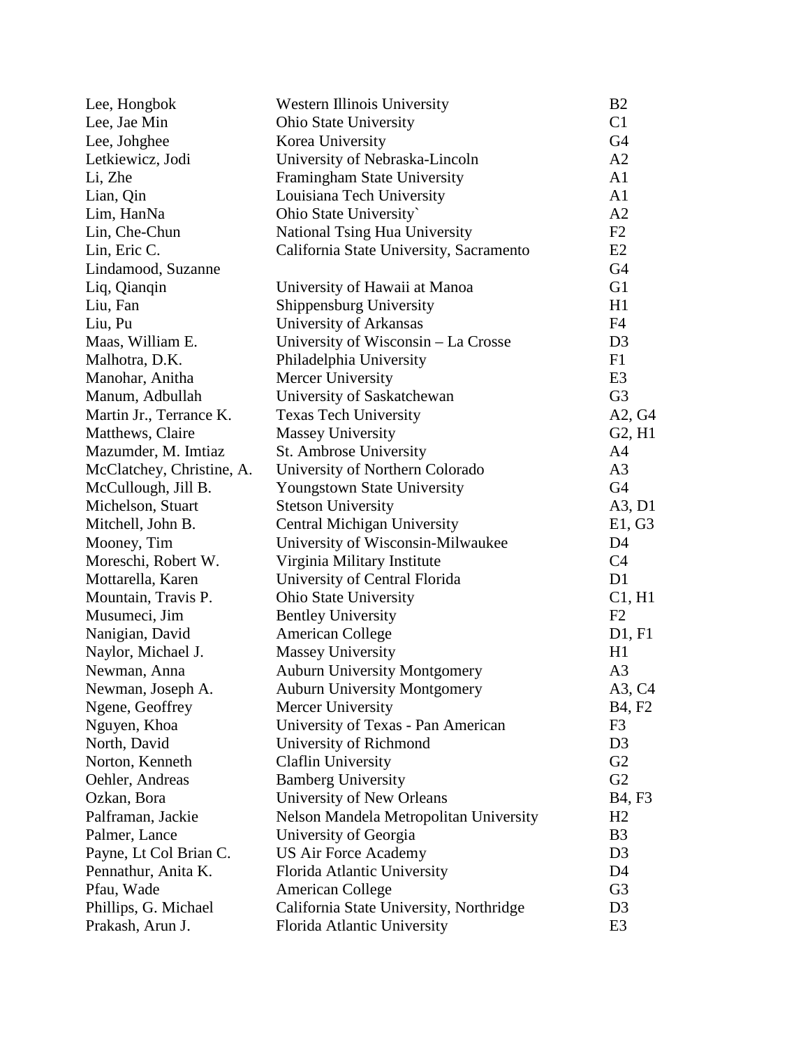| | | |
|---|---|---|
| Lee, Hongbok | Western Illinois University | B2 |
| Lee, Jae Min | Ohio State University | C1 |
| Lee, Johghee | Korea University | G4 |
| Letkiewicz, Jodi | University of Nebraska-Lincoln | A2 |
| Li, Zhe | Framingham State University | A1 |
| Lian, Qin | Louisiana Tech University | A1 |
| Lim, HanNa | Ohio State University` | A2 |
| Lin, Che-Chun | National Tsing Hua University | F2 |
| Lin, Eric C. | California State University, Sacramento | E2 |
| Lindamood, Suzanne | | G4 |
| Liq, Qianqin | University of Hawaii at Manoa | G1 |
| Liu, Fan | Shippensburg University | H1 |
| Liu, Pu | University of Arkansas | F4 |
| Maas, William E. | University of Wisconsin – La Crosse | D3 |
| Malhotra, D.K. | Philadelphia University | F1 |
| Manohar, Anitha | Mercer University | E3 |
| Manum, Adbullah | University of Saskatchewan | G3 |
| Martin Jr., Terrance K. | Texas Tech University | A2, G4 |
| Matthews, Claire | Massey University | G2, H1 |
| Mazumder, M. Imtiaz | St. Ambrose University | A4 |
| McClatchey, Christine, A. | University of Northern Colorado | A3 |
| McCullough, Jill B. | Youngstown State University | G4 |
| Michelson, Stuart | Stetson University | A3, D1 |
| Mitchell, John B. | Central Michigan University | E1, G3 |
| Mooney, Tim | University of Wisconsin-Milwaukee | D4 |
| Moreschi, Robert W. | Virginia Military Institute | C4 |
| Mottarella, Karen | University of Central Florida | D1 |
| Mountain, Travis P. | Ohio State University | C1, H1 |
| Musumeci, Jim | Bentley University | F2 |
| Nanigian, David | American College | D1, F1 |
| Naylor, Michael J. | Massey University | H1 |
| Newman, Anna | Auburn University Montgomery | A3 |
| Newman, Joseph A. | Auburn University Montgomery | A3, C4 |
| Ngene, Geoffrey | Mercer University | B4, F2 |
| Nguyen, Khoa | University of Texas - Pan American | F3 |
| North, David | University of Richmond | D3 |
| Norton, Kenneth | Claflin University | G2 |
| Oehler, Andreas | Bamberg University | G2 |
| Ozkan, Bora | University of New Orleans | B4, F3 |
| Palframan, Jackie | Nelson Mandela Metropolitan University | H2 |
| Palmer, Lance | University of Georgia | B3 |
| Payne, Lt Col Brian C. | US Air Force Academy | D3 |
| Pennathur, Anita K. | Florida Atlantic University | D4 |
| Pfau, Wade | American College | G3 |
| Phillips, G. Michael | California State University, Northridge | D3 |
| Prakash, Arun J. | Florida Atlantic University | E3 |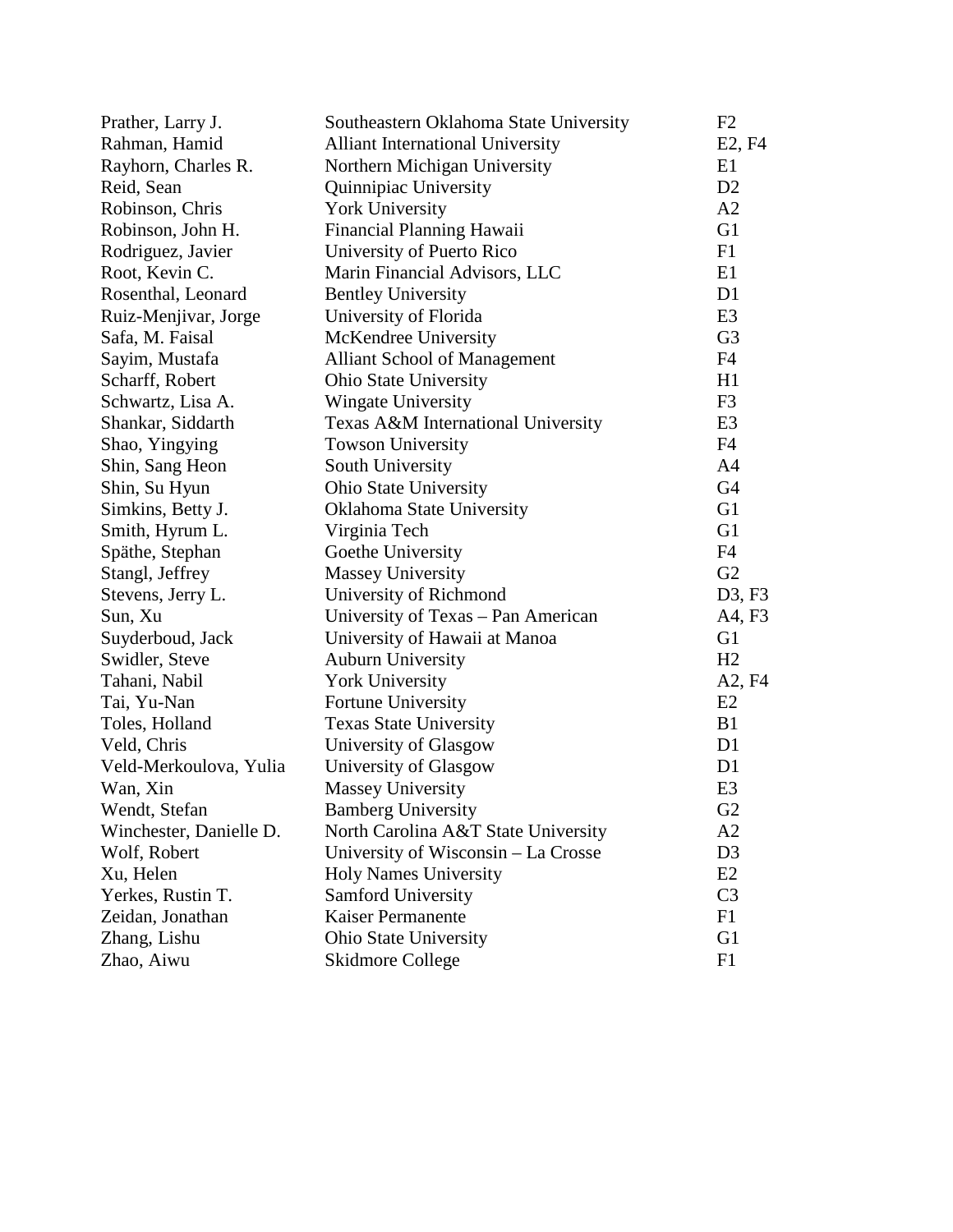| | | |
|---|---|---|
| Prather, Larry J. | Southeastern Oklahoma State University | F2 |
| Rahman, Hamid | Alliant International University | E2, F4 |
| Rayhorn, Charles R. | Northern Michigan University | E1 |
| Reid, Sean | Quinnipiac University | D2 |
| Robinson, Chris | York University | A2 |
| Robinson, John H. | Financial Planning Hawaii | G1 |
| Rodriguez, Javier | University of Puerto Rico | F1 |
| Root, Kevin C. | Marin Financial Advisors, LLC | E1 |
| Rosenthal, Leonard | Bentley University | D1 |
| Ruiz-Menjivar, Jorge | University of Florida | E3 |
| Safa, M. Faisal | McKendree University | G3 |
| Sayim, Mustafa | Alliant School of Management | F4 |
| Scharff, Robert | Ohio State University | H1 |
| Schwartz, Lisa A. | Wingate University | F3 |
| Shankar, Siddarth | Texas A&M International University | E3 |
| Shao, Yingying | Towson University | F4 |
| Shin, Sang Heon | South University | A4 |
| Shin, Su Hyun | Ohio State University | G4 |
| Simkins, Betty J. | Oklahoma State University | G1 |
| Smith, Hyrum L. | Virginia Tech | G1 |
| Späthe, Stephan | Goethe University | F4 |
| Stangl, Jeffrey | Massey University | G2 |
| Stevens, Jerry L. | University of Richmond | D3, F3 |
| Sun, Xu | University of Texas – Pan American | A4, F3 |
| Suyderboud, Jack | University of Hawaii at Manoa | G1 |
| Swidler, Steve | Auburn University | H2 |
| Tahani, Nabil | York University | A2, F4 |
| Tai, Yu-Nan | Fortune University | E2 |
| Toles, Holland | Texas State University | B1 |
| Veld, Chris | University of Glasgow | D1 |
| Veld-Merkoulova, Yulia | University of Glasgow | D1 |
| Wan, Xin | Massey University | E3 |
| Wendt, Stefan | Bamberg University | G2 |
| Winchester, Danielle D. | North Carolina A&T State University | A2 |
| Wolf, Robert | University of Wisconsin – La Crosse | D3 |
| Xu, Helen | Holy Names University | E2 |
| Yerkes, Rustin T. | Samford University | C3 |
| Zeidan, Jonathan | Kaiser Permanente | F1 |
| Zhang, Lishu | Ohio State University | G1 |
| Zhao, Aiwu | Skidmore College | F1 |